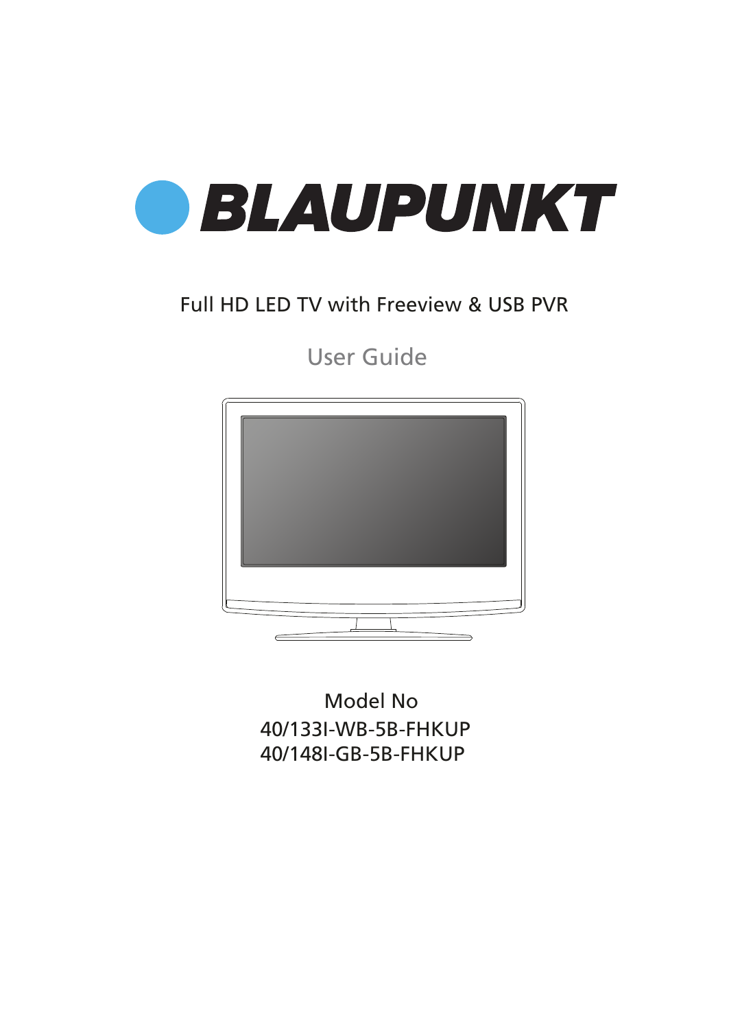# BLAUPUNKT

Full HD LED TV with Freeview & USB PVR

## User Guide

Model No

40/133I-WB-5B-FHKUP

40/148I-GB-5B-FHKUP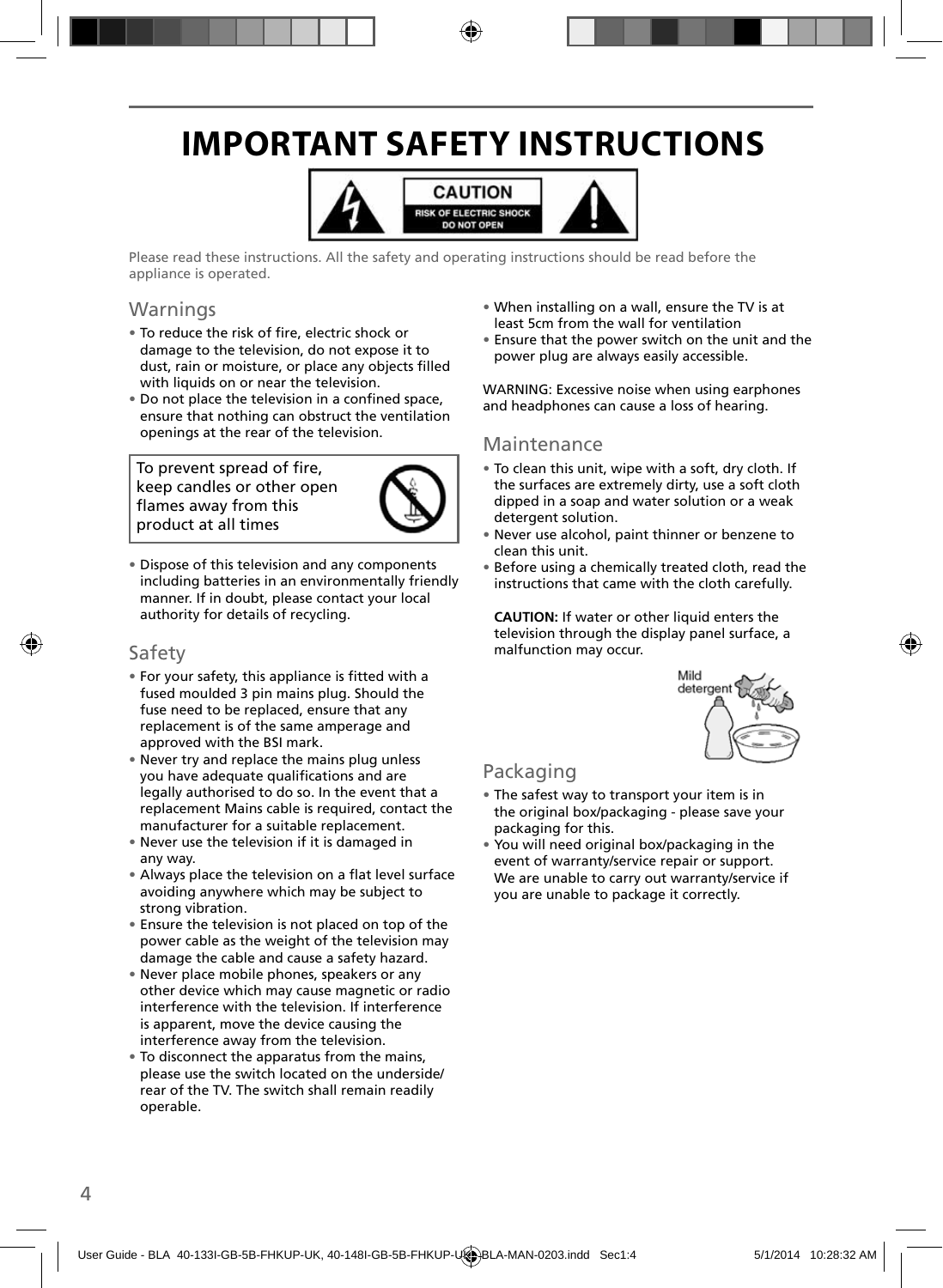# IMPORTANT SAFETY INSTRUCTIONS

CAUTION
RISK OF ELECTRIC SHOCK
DO NOT OPEN

Please read these instructions. All the safety and operating instructions should be read before the appliance is operated.

## Warnings

- To reduce the risk of fire, electric shock or damage to the television, do not expose it to dust, rain or moisture, or place any objects filled with liquids on or near the television.
- Do not place the television in a confined space, ensure that nothing can obstruct the ventilation openings at the rear of the television.

To prevent spread of fire, keep candles or other open flames away from this product at all times

- Dispose of this television and any components including batteries in an environmentally friendly manner. If in doubt, please contact your local authority for details of recycling.

## Safety

- For your safety, this appliance is fitted with a fused moulded 3 pin mains plug. Should the fuse need to be replaced, ensure that any replacement is of the same amperage and approved with the BSI mark.
- Never try and replace the mains plug unless you have adequate qualifications and are legally authorised to do so. In the event that a replacement Mains cable is required, contact the manufacturer for a suitable replacement.
- Never use the television if it is damaged in any way.
- Always place the television on a flat level surface avoiding anywhere which may be subject to strong vibration.
- Ensure the television is not placed on top of the power cable as the weight of the television may damage the cable and cause a safety hazard.
- Never place mobile phones, speakers or any other device which may cause magnetic or radio interference with the television. If interference is apparent, move the device causing the interference away from the television.
- To disconnect the apparatus from the mains, please use the switch located on the underside/ rear of the TV. The switch shall remain readily operable.
- When installing on a wall, ensure the TV is at least 5cm from the wall for ventilation
- Ensure that the power switch on the unit and the power plug are always easily accessible.

WARNING: Excessive noise when using earphones and headphones can cause a loss of hearing.

## Maintenance

- To clean this unit, wipe with a soft, dry cloth. If the surfaces are extremely dirty, use a soft cloth dipped in a soap and water solution or a weak detergent solution.
- Never use alcohol, paint thinner or benzene to clean this unit.
- Before using a chemically treated cloth, read the instructions that came with the cloth carefully.

**CAUTION:** If water or other liquid enters the television through the display panel surface, a malfunction may occur.

Mild detergent

## Packaging

- The safest way to transport your item is in the original box/packaging - please save your packaging for this.
- You will need original box/packaging in the event of warranty/service repair or support. We are unable to carry out warranty/service if you are unable to package it correctly.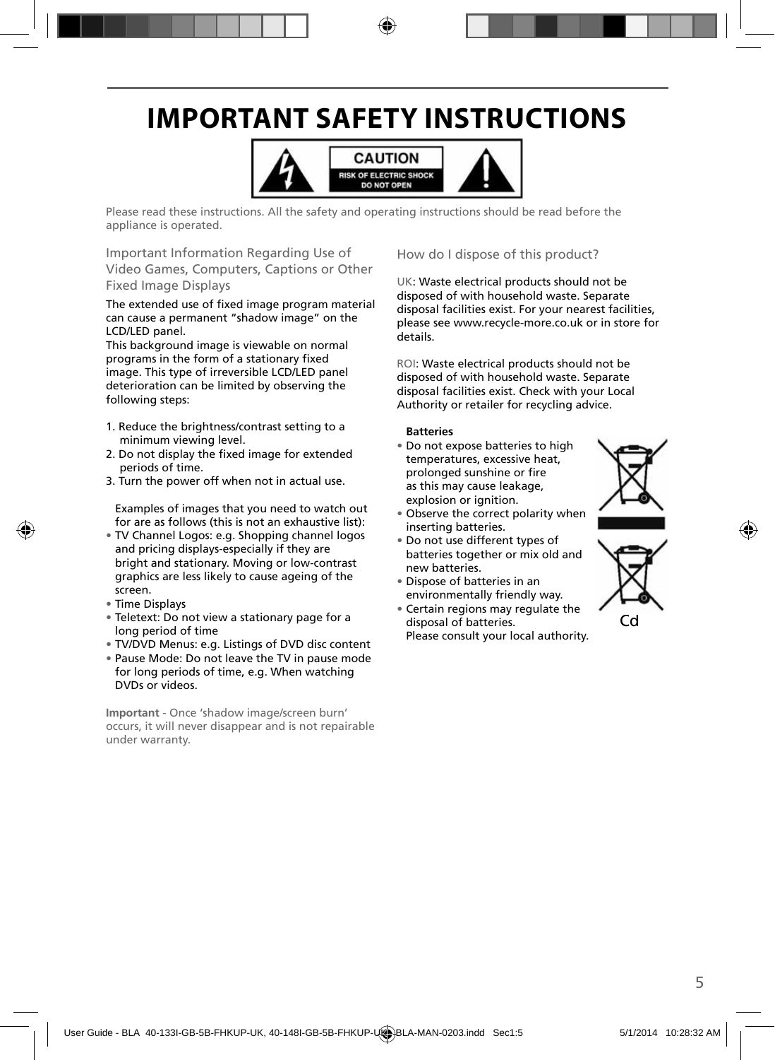# IMPORTANT SAFETY INSTRUCTIONS

CAUTION
RISK OF ELECTRIC SHOCK
DO NOT OPEN

Please read these instructions. All the safety and operating instructions should be read before the appliance is operated.

### Important Information Regarding Use of Video Games, Computers, Captions or Other Fixed Image Displays

The extended use of fixed image program material can cause a permanent "shadow image" on the LCD/LED panel.
This background image is viewable on normal programs in the form of a stationary fixed image. This type of irreversible LCD/LED panel deterioration can be limited by observing the following steps:

1. Reduce the brightness/contrast setting to a minimum viewing level.
2. Do not display the fixed image for extended periods of time.
3. Turn the power off when not in actual use.

Examples of images that you need to watch out for are as follows (this is not an exhaustive list):

- TV Channel Logos: e.g. Shopping channel logos and pricing displays-especially if they are bright and stationary. Moving or low-contrast graphics are less likely to cause ageing of the screen.
- Time Displays
- Teletext: Do not view a stationary page for a long period of time
- TV/DVD Menus: e.g. Listings of DVD disc content
- Pause Mode: Do not leave the TV in pause mode for long periods of time, e.g. When watching DVDs or videos.

**Important** - Once 'shadow image/screen burn' occurs, it will never disappear and is not repairable under warranty.

### How do I dispose of this product?

UK: Waste electrical products should not be disposed of with household waste. Separate disposal facilities exist. For your nearest facilities, please see www.recycle-more.co.uk or in store for details.

ROI: Waste electrical products should not be disposed of with household waste. Separate disposal facilities exist. Check with your Local Authority or retailer for recycling advice.

**Batteries**

- Do not expose batteries to high temperatures, excessive heat, prolonged sunshine or fire as this may cause leakage, explosion or ignition.
- Observe the correct polarity when inserting batteries.
- Do not use different types of batteries together or mix old and new batteries.
- Dispose of batteries in an environmentally friendly way.
- Certain regions may regulate the disposal of batteries. Please consult your local authority.

Cd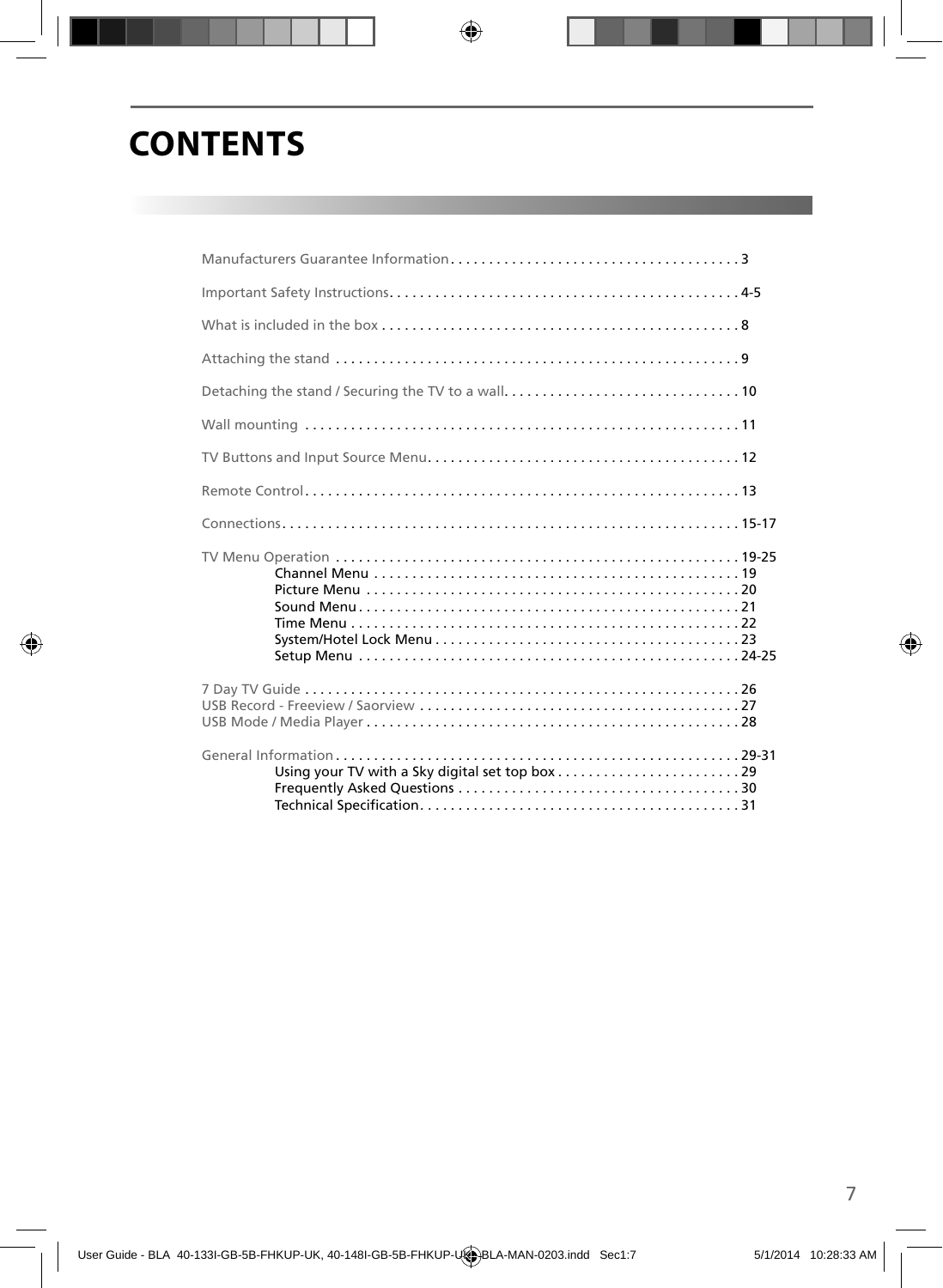# CONTENTS

Manufacturers Guarantee Information . . . . . . . . . . . . . . . . . . . . . . . . . . . . . . . . . . . . . 3

Important Safety Instructions . . . . . . . . . . . . . . . . . . . . . . . . . . . . . . . . . . . . . . . . . . . . 4-5

What is included in the box . . . . . . . . . . . . . . . . . . . . . . . . . . . . . . . . . . . . . . . . . . . . . . 8

Attaching the stand . . . . . . . . . . . . . . . . . . . . . . . . . . . . . . . . . . . . . . . . . . . . . . . . . . . . 9

Detaching the stand / Securing the TV to a wall . . . . . . . . . . . . . . . . . . . . . . . . . . . . . . 10

Wall mounting . . . . . . . . . . . . . . . . . . . . . . . . . . . . . . . . . . . . . . . . . . . . . . . . . . . . . . . . 11

TV Buttons and Input Source Menu . . . . . . . . . . . . . . . . . . . . . . . . . . . . . . . . . . . . . . . . 12

Remote Control . . . . . . . . . . . . . . . . . . . . . . . . . . . . . . . . . . . . . . . . . . . . . . . . . . . . . . . . 13

Connections . . . . . . . . . . . . . . . . . . . . . . . . . . . . . . . . . . . . . . . . . . . . . . . . . . . . . . . . . . 15-17

TV Menu Operation . . . . . . . . . . . . . . . . . . . . . . . . . . . . . . . . . . . . . . . . . . . . . . . . . . . . 19-25
- Channel Menu . . . . . . . . . . . . . . . . . . . . . . . . . . . . . . . . . . . . . . . . . . . . . . . . 19
- Picture Menu . . . . . . . . . . . . . . . . . . . . . . . . . . . . . . . . . . . . . . . . . . . . . . . . . 20
- Sound Menu . . . . . . . . . . . . . . . . . . . . . . . . . . . . . . . . . . . . . . . . . . . . . . . . . . 21
- Time Menu . . . . . . . . . . . . . . . . . . . . . . . . . . . . . . . . . . . . . . . . . . . . . . . . . . . 22
- System/Hotel Lock Menu . . . . . . . . . . . . . . . . . . . . . . . . . . . . . . . . . . . . . . . 23
- Setup Menu . . . . . . . . . . . . . . . . . . . . . . . . . . . . . . . . . . . . . . . . . . . . . . . . . . 24-25

7 Day TV Guide . . . . . . . . . . . . . . . . . . . . . . . . . . . . . . . . . . . . . . . . . . . . . . . . . . . . . . . . 26
USB Record - Freeview / Saorview . . . . . . . . . . . . . . . . . . . . . . . . . . . . . . . . . . . . . . . . . 27
USB Mode / Media Player . . . . . . . . . . . . . . . . . . . . . . . . . . . . . . . . . . . . . . . . . . . . . . . . 28

General Information . . . . . . . . . . . . . . . . . . . . . . . . . . . . . . . . . . . . . . . . . . . . . . . . . . . . 29-31
- Using your TV with a Sky digital set top box . . . . . . . . . . . . . . . . . . . . . . . . 29
- Frequently Asked Questions . . . . . . . . . . . . . . . . . . . . . . . . . . . . . . . . . . . . . 30
- Technical Specification . . . . . . . . . . . . . . . . . . . . . . . . . . . . . . . . . . . . . . . . . 31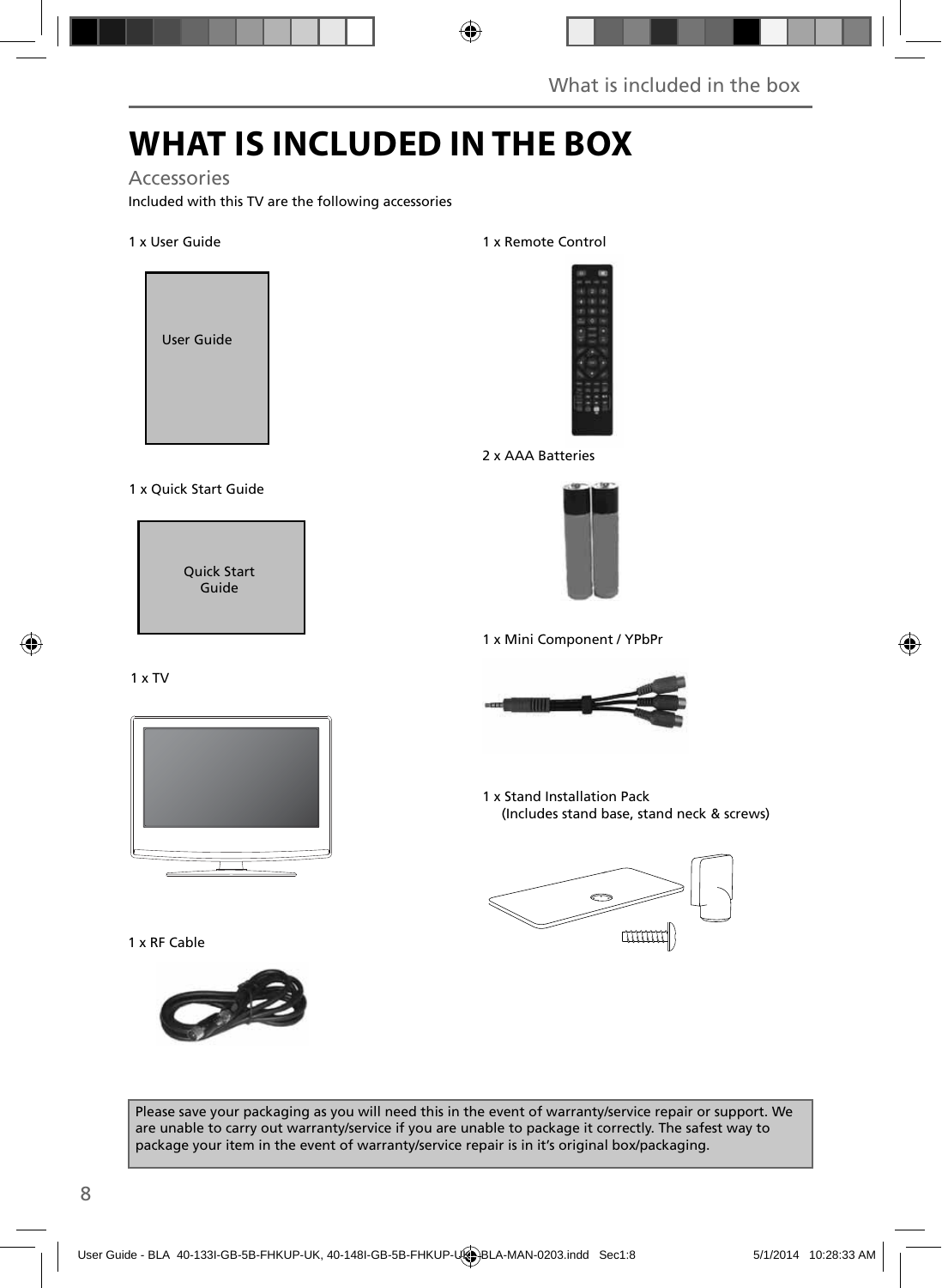# WHAT IS INCLUDED IN THE BOX

## Accessories

Included with this TV are the following accessories

1 x User Guide

User Guide

1 x Quick Start Guide

Quick Start Guide

1 x TV

1 x RF Cable

1 x Remote Control

2 x AAA Batteries

1 x Mini Component / YPbPr

1 x Stand Installation Pack
(Includes stand base, stand neck & screws)

Please save your packaging as you will need this in the event of warranty/service repair or support. We are unable to carry out warranty/service if you are unable to package it correctly. The safest way to package your item in the event of warranty/service repair is in it's original box/packaging.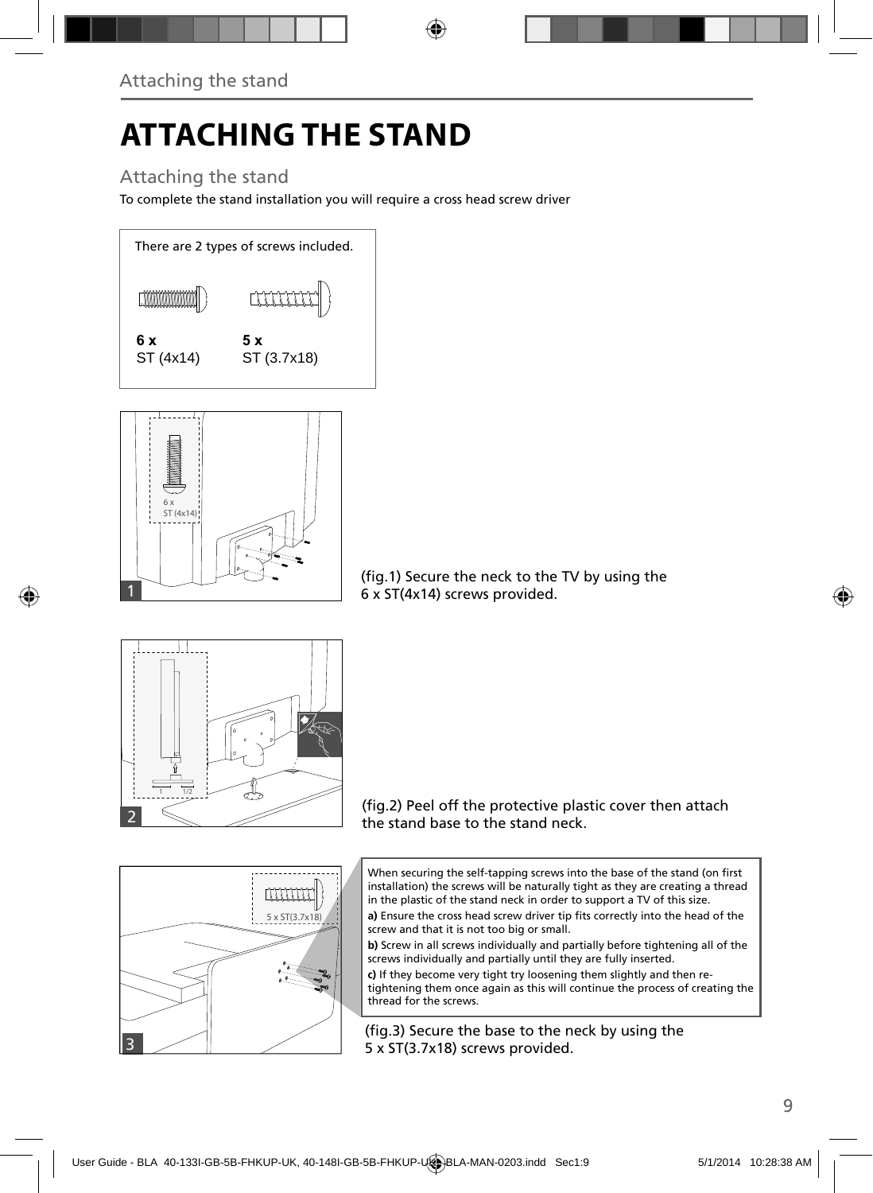# ATTACHING THE STAND

## Attaching the stand

To complete the stand installation you will require a cross head screw driver

There are 2 types of screws included.

**6 x**
ST (4x14)

**5 x**
ST (3.7x18)

(fig.1) Secure the neck to the TV by using the 6 x ST(4x14) screws provided.

(fig.2) Peel off the protective plastic cover then attach the stand base to the stand neck.

When securing the self-tapping screws into the base of the stand (on first installation) the screws will be naturally tight as they are creating a thread in the plastic of the stand neck in order to support a TV of this size.

**a)** Ensure the cross head screw driver tip fits correctly into the head of the screw and that it is not too big or small.

**b)** Screw in all screws individually and partially before tightening all of the screws individually and partially until they are fully inserted.

**c)** If they become very tight try loosening them slightly and then re-tightening them once again as this will continue the process of creating the thread for the screws.

(fig.3) Secure the base to the neck by using the 5 x ST(3.7x18) screws provided.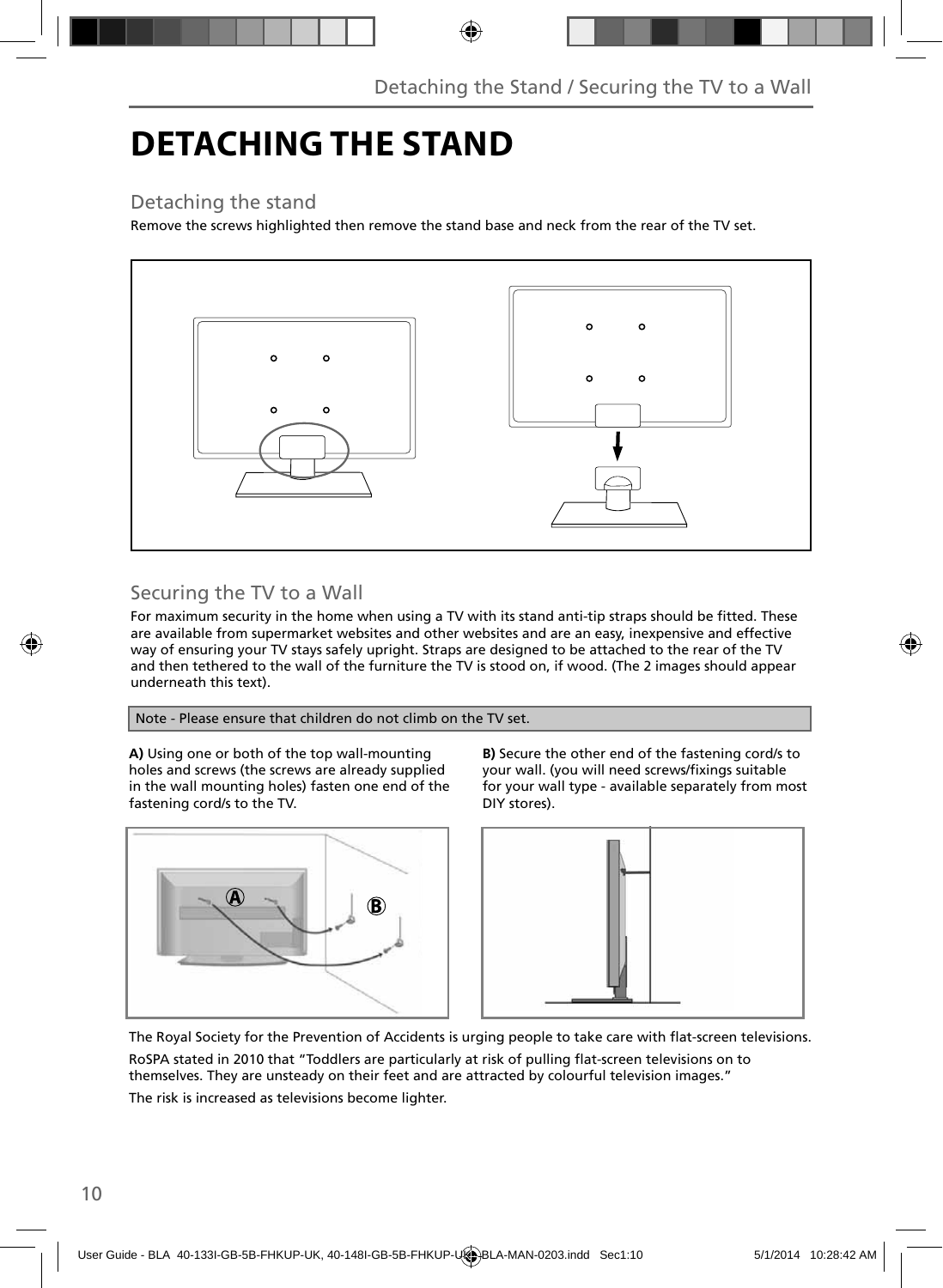# DETACHING THE STAND

## Detaching the stand

Remove the screws highlighted then remove the stand base and neck from the rear of the TV set.

## Securing the TV to a Wall

For maximum security in the home when using a TV with its stand anti-tip straps should be fitted. These are available from supermarket websites and other websites and are an easy, inexpensive and effective way of ensuring your TV stays safely upright. Straps are designed to be attached to the rear of the TV and then tethered to the wall of the furniture the TV is stood on, if wood. (The 2 images should appear underneath this text).

Note - Please ensure that children do not climb on the TV set.

**A)** Using one or both of the top wall-mounting holes and screws (the screws are already supplied in the wall mounting holes) fasten one end of the fastening cord/s to the TV.

**B)** Secure the other end of the fastening cord/s to your wall. (you will need screws/fixings suitable for your wall type - available separately from most DIY stores).

The Royal Society for the Prevention of Accidents is urging people to take care with flat-screen televisions.

RoSPA stated in 2010 that “Toddlers are particularly at risk of pulling flat-screen televisions on to themselves. They are unsteady on their feet and are attracted by colourful television images.”

The risk is increased as televisions become lighter.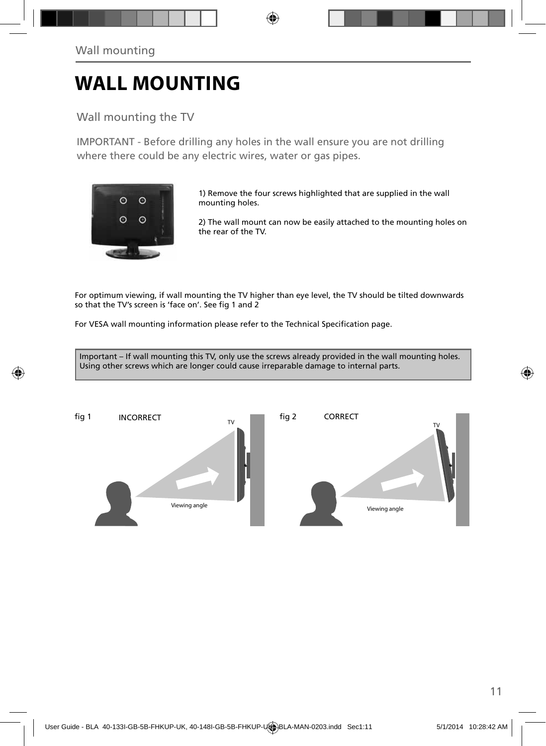# WALL MOUNTING

## Wall mounting the TV

IMPORTANT - Before drilling any holes in the wall ensure you are not drilling where there could be any electric wires, water or gas pipes.

1) Remove the four screws highlighted that are supplied in the wall mounting holes.

2) The wall mount can now be easily attached to the mounting holes on the rear of the TV.

For optimum viewing, if wall mounting the TV higher than eye level, the TV should be tilted downwards so that the TV's screen is 'face on'. See fig 1 and 2

For VESA wall mounting information please refer to the Technical Specification page.

> Important – If wall mounting this TV, only use the screws already provided in the wall mounting holes. Using other screws which are longer could cause irreparable damage to internal parts.

fig 1 INCORRECT

TV

Viewing angle

fig 2 CORRECT

TV

Viewing angle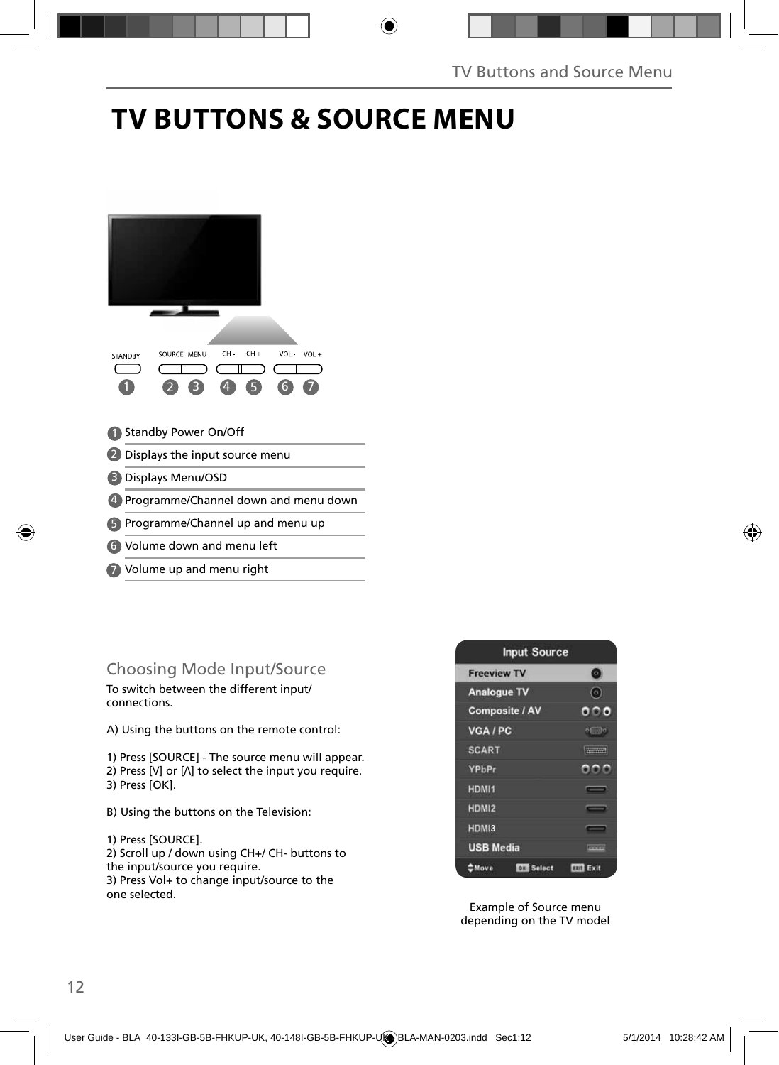# TV BUTTONS & SOURCE MENU

1. Standby Power On/Off
2. Displays the input source menu
3. Displays Menu/OSD
4. Programme/Channel down and menu down
5. Programme/Channel up and menu up
6. Volume down and menu left
7. Volume up and menu right

## Choosing Mode Input/Source

To switch between the different input/ connections.

A) Using the buttons on the remote control:

1) Press [SOURCE] - The source menu will appear.
2) Press [V] or [Λ] to select the input you require.
3) Press [OK].

B) Using the buttons on the Television:

1) Press [SOURCE].
2) Scroll up / down using CH+/ CH- buttons to the input/source you require.
3) Press Vol+ to change input/source to the one selected.

Example of Source menu depending on the TV model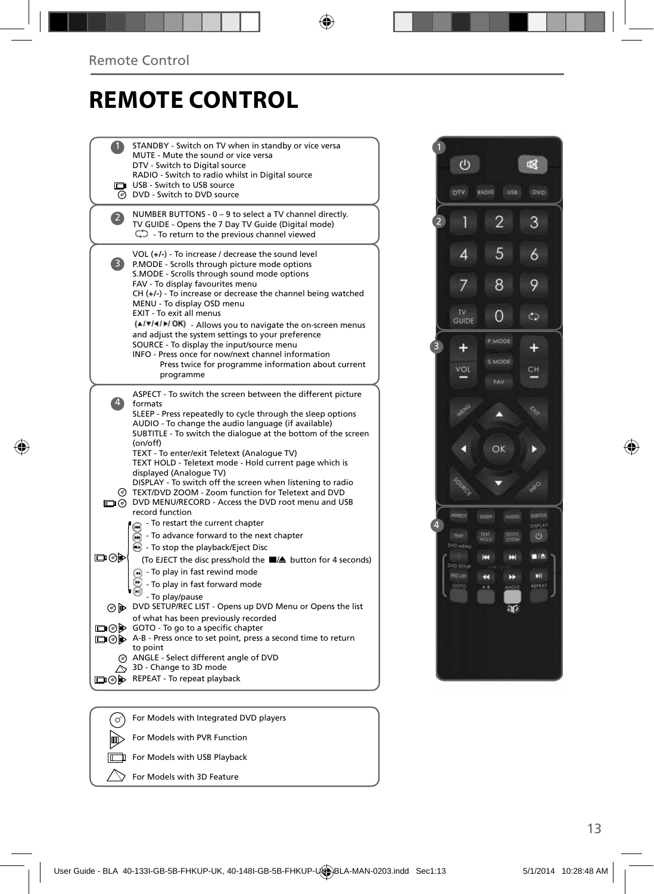# REMOTE CONTROL

**1**

- STANDBY - Switch on TV when in standby or vice versa
- MUTE - Mute the sound or vice versa
- DTV - Switch to Digital source
- RADIO - Switch to radio whilst in Digital source
- USB - Switch to USB source
- DVD - Switch to DVD source

**2**

- NUMBER BUTTONS - 0 – 9 to select a TV channel directly.
- TV GUIDE - Opens the 7 Day TV Guide (Digital mode)
- ⟲ - To return to the previous channel viewed

**3**

- VOL (+/-) - To increase / decrease the sound level
- P.MODE - Scrolls through picture mode options
- S.MODE - Scrolls through sound mode options
- FAV - To display favourites menu
- CH (+/-) - To increase or decrease the channel being watched
- MENU - To display OSD menu
- EXIT - To exit all menus
- (▲/▼/◄/►/ OK) - Allows you to navigate the on-screen menus and adjust the system settings to your preference
- SOURCE - To display the input/source menu
- INFO - Press once for now/next channel information
  Press twice for programme information about current programme

**4**

- ASPECT - To switch the screen between the different picture formats
- SLEEP - Press repeatedly to cycle through the sleep options
- AUDIO - To change the audio language (if available)
- SUBTITLE - To switch the dialogue at the bottom of the screen (on/off)
- TEXT - To enter/exit Teletext (Analogue TV)
- TEXT HOLD - Teletext mode - Hold current page which is displayed (Analogue TV)
- DISPLAY - To switch off the screen when listening to radio
- TEXT/DVD ZOOM - Zoom function for Teletext and DVD
- DVD MENU/RECORD - Access the DVD root menu and USB record function
- ⏮ - To restart the current chapter
- ⏭ - To advance forward to the next chapter
- ■/⏏ - To stop the playback/Eject Disc
  (To EJECT the disc press/hold the ■/⏏ button for 4 seconds)
- ◀◀ - To play in fast rewind mode
- ▶▶ - To play in fast forward mode
- ▶II - To play/pause
- DVD SETUP/REC LIST - Opens up DVD Menu or Opens the list of what has been previously recorded
- GOTO - To go to a specific chapter
- A-B - Press once to set point, press a second time to return to point
- ANGLE - Select different angle of DVD
- 3D - Change to 3D mode
- REPEAT - To repeat playback

---

- For Models with Integrated DVD players
- For Models with PVR Function
- For Models with USB Playback
- For Models with 3D Feature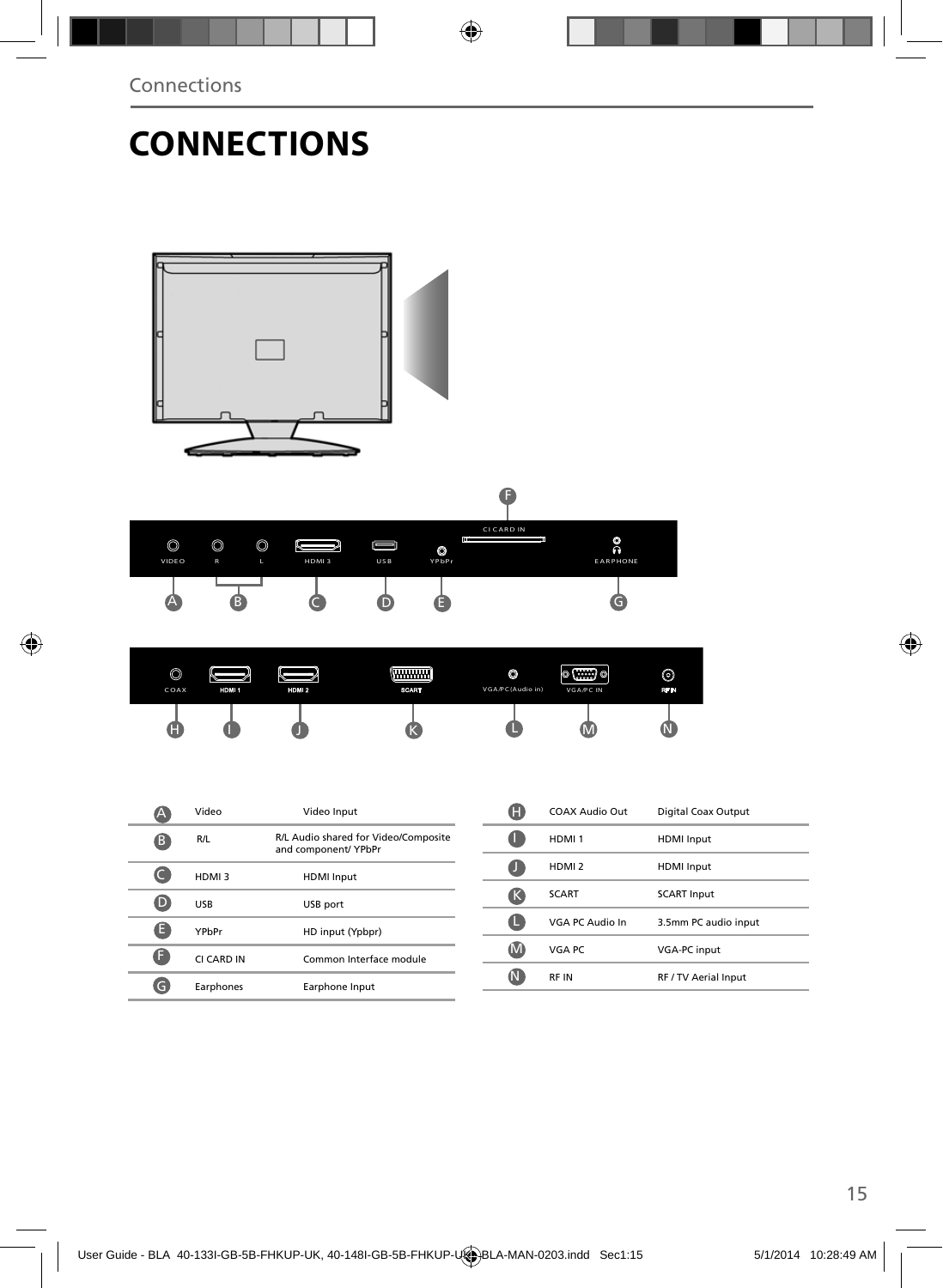# CONNECTIONS

| | | |
|---|---|---|
| A | Video | Video Input |
| B | R/L | R/L Audio shared for Video/Composite and component/ YPbPr |
| C | HDMI 3 | HDMI Input |
| D | USB | USB port |
| E | YPbPr | HD input (Ypbpr) |
| F | CI CARD IN | Common Interface module |
| G | Earphones | Earphone Input |

| | | |
|---|---|---|
| H | COAX Audio Out | Digital Coax Output |
| I | HDMI 1 | HDMI Input |
| J | HDMI 2 | HDMI Input |
| K | SCART | SCART Input |
| L | VGA PC Audio In | 3.5mm PC audio input |
| M | VGA PC | VGA-PC input |
| N | RF IN | RF / TV Aerial Input |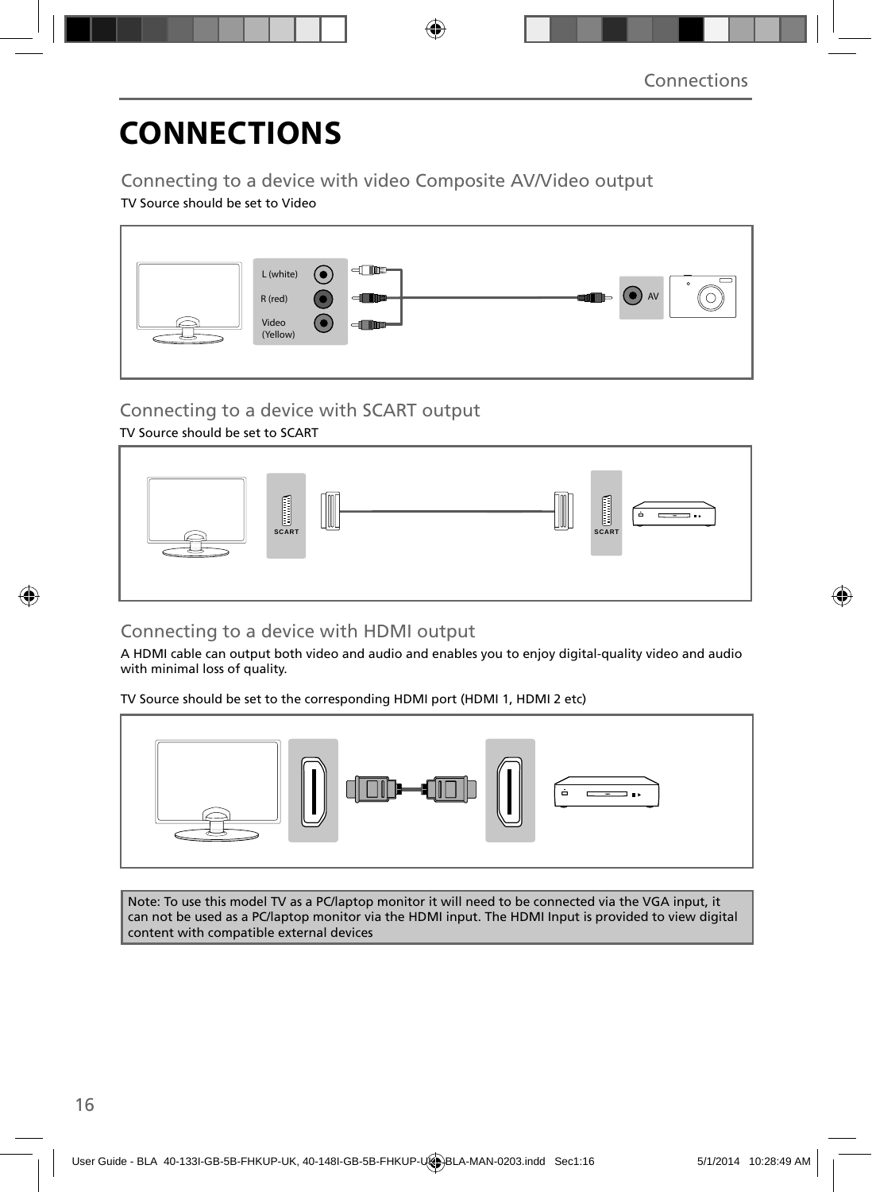# CONNECTIONS

## Connecting to a device with video Composite AV/Video output

TV Source should be set to Video

L (white)

R (red)

Video (Yellow)

AV

## Connecting to a device with SCART output

TV Source should be set to SCART

SCART

SCART

## Connecting to a device with HDMI output

A HDMI cable can output both video and audio and enables you to enjoy digital-quality video and audio with minimal loss of quality.

TV Source should be set to the corresponding HDMI port (HDMI 1, HDMI 2 etc)

Note: To use this model TV as a PC/laptop monitor it will need to be connected via the VGA input, it can not be used as a PC/laptop monitor via the HDMI input. The HDMI Input is provided to view digital content with compatible external devices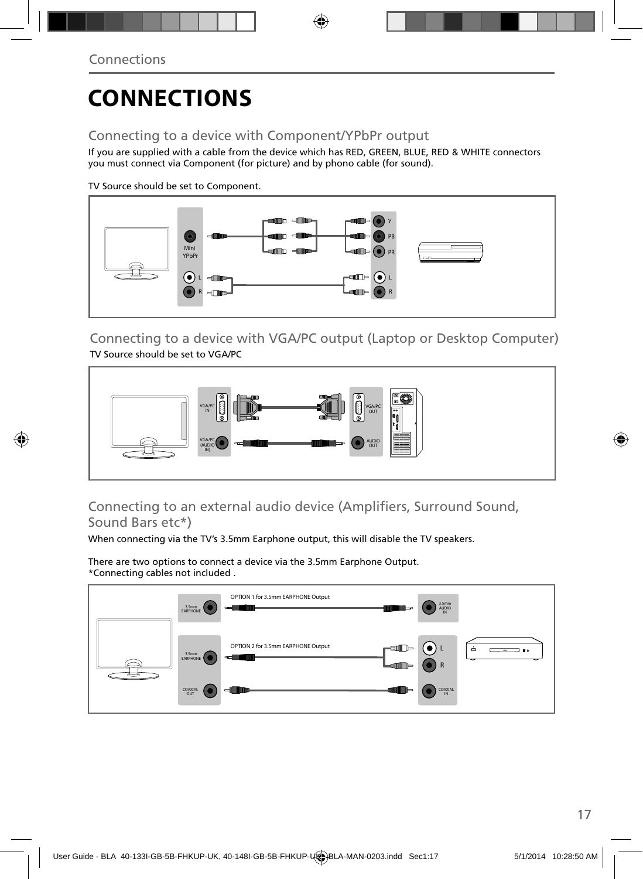# CONNECTIONS

## Connecting to a device with Component/YPbPr output

If you are supplied with a cable from the device which has RED, GREEN, BLUE, RED & WHITE connectors you must connect via Component (for picture) and by phono cable (for sound).

TV Source should be set to Component.

Mini YPbPr

L

R

Y

PB

PR

L

R

## Connecting to a device with VGA/PC output (Laptop or Desktop Computer)

TV Source should be set to VGA/PC

VGA/PC IN

VGA/PC (AUDIO IN)

VGA/PC OUT

AUDIO OUT

## Connecting to an external audio device (Amplifiers, Surround Sound, Sound Bars etc*)

When connecting via the TV's 3.5mm Earphone output, this will disable the TV speakers.

There are two options to connect a device via the 3.5mm Earphone Output.
*Connecting cables not included .

3.5mm EARPHONE

OPTION 1 for 3.5mm EARPHONE Output

3.5mm AUDIO IN

3.5mm EARPHONE

OPTION 2 for 3.5mm EARPHONE Output

L

R

COAXIAL OUT

COAXIAL IN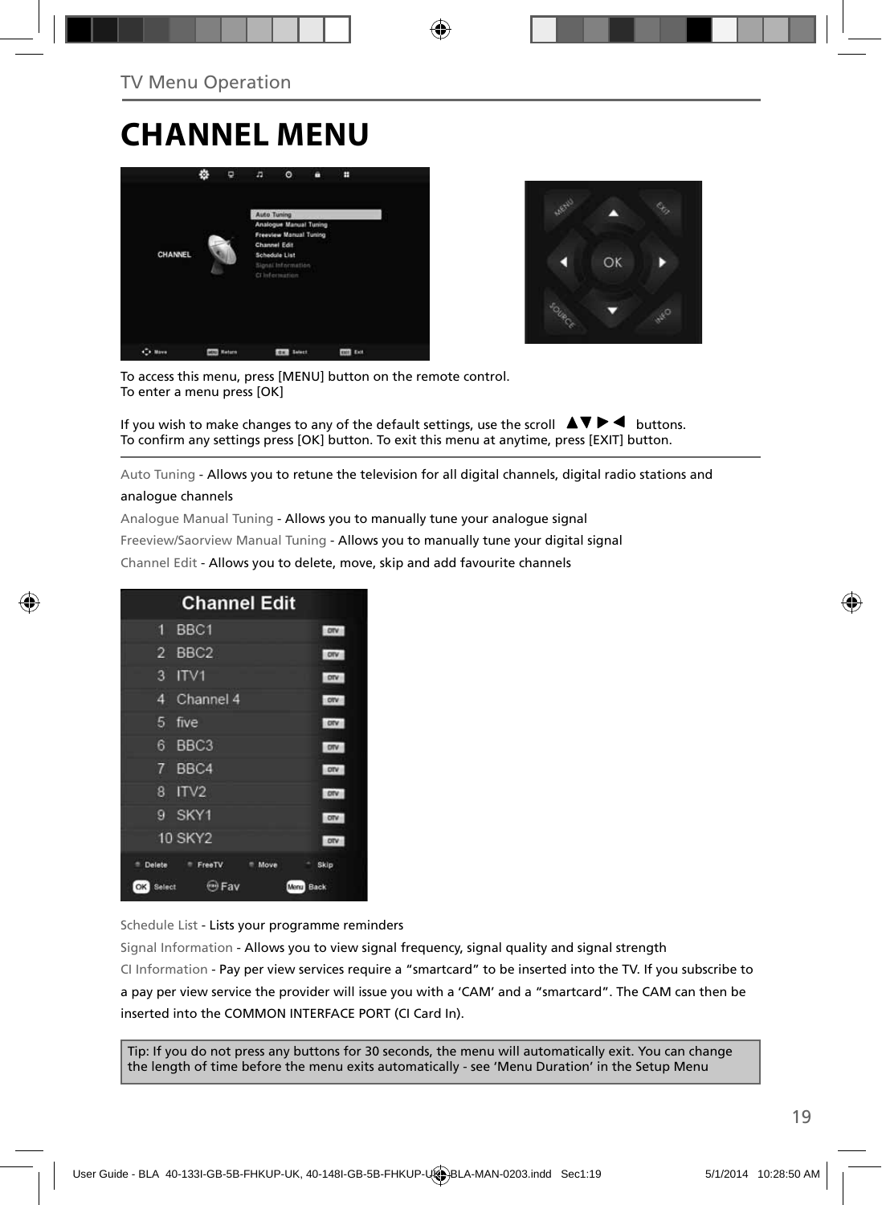TV Menu Operation

# CHANNEL MENU

To access this menu, press [MENU] button on the remote control.
To enter a menu press [OK]

If you wish to make changes to any of the default settings, use the scroll ▲▼▶◀ buttons.
To confirm any settings press [OK] button. To exit this menu at anytime, press [EXIT] button.

Auto Tuning - Allows you to retune the television for all digital channels, digital radio stations and analogue channels

Analogue Manual Tuning - Allows you to manually tune your analogue signal

Freeview/Saorview Manual Tuning - Allows you to manually tune your digital signal

Channel Edit - Allows you to delete, move, skip and add favourite channels

Schedule List - Lists your programme reminders

Signal Information - Allows you to view signal frequency, signal quality and signal strength

CI Information - Pay per view services require a "smartcard" to be inserted into the TV. If you subscribe to a pay per view service the provider will issue you with a 'CAM' and a "smartcard". The CAM can then be inserted into the COMMON INTERFACE PORT (CI Card In).

Tip: If you do not press any buttons for 30 seconds, the menu will automatically exit. You can change the length of time before the menu exits automatically - see 'Menu Duration' in the Setup Menu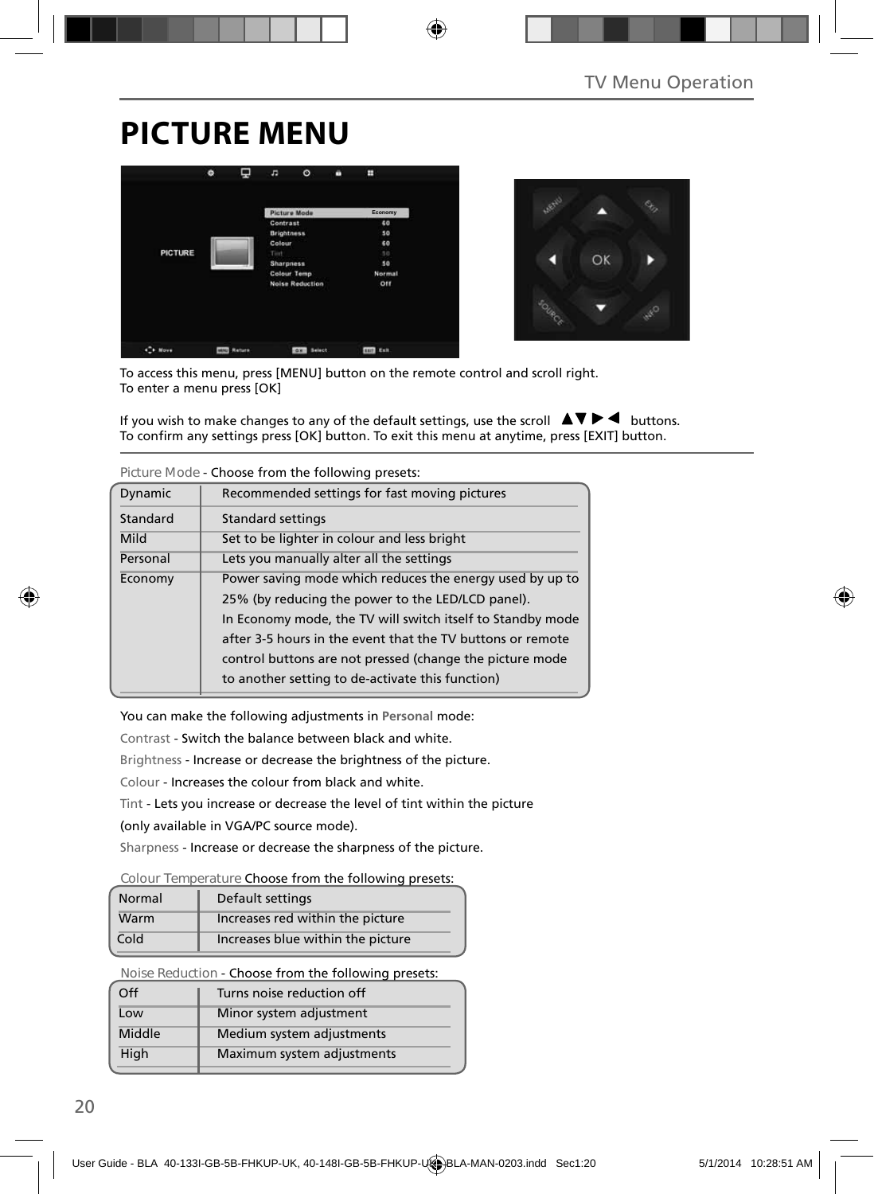# PICTURE MENU

To access this menu, press [MENU] button on the remote control and scroll right.
To enter a menu press [OK]

If you wish to make changes to any of the default settings, use the scroll ▲▼▶◀ buttons.
To confirm any settings press [OK] button. To exit this menu at anytime, press [EXIT] button.

Picture Mode - Choose from the following presets:

| | |
|---|---|
| Dynamic | Recommended settings for fast moving pictures |
| Standard | Standard settings |
| Mild | Set to be lighter in colour and less bright |
| Personal | Lets you manually alter all the settings |
| Economy | Power saving mode which reduces the energy used by up to 25% (by reducing the power to the LED/LCD panel). In Economy mode, the TV will switch itself to Standby mode after 3-5 hours in the event that the TV buttons or remote control buttons are not pressed (change the picture mode to another setting to de-activate this function) |

You can make the following adjustments in **Personal** mode:

Contrast - Switch the balance between black and white.

Brightness - Increase or decrease the brightness of the picture.

Colour - Increases the colour from black and white.

Tint - Lets you increase or decrease the level of tint within the picture (only available in VGA/PC source mode).

Sharpness - Increase or decrease the sharpness of the picture.

Colour Temperature Choose from the following presets:

| | |
|---|---|
| Normal | Default settings |
| Warm | Increases red within the picture |
| Cold | Increases blue within the picture |

Noise Reduction - Choose from the following presets:

| | |
|---|---|
| Off | Turns noise reduction off |
| Low | Minor system adjustment |
| Middle | Medium system adjustments |
| High | Maximum system adjustments |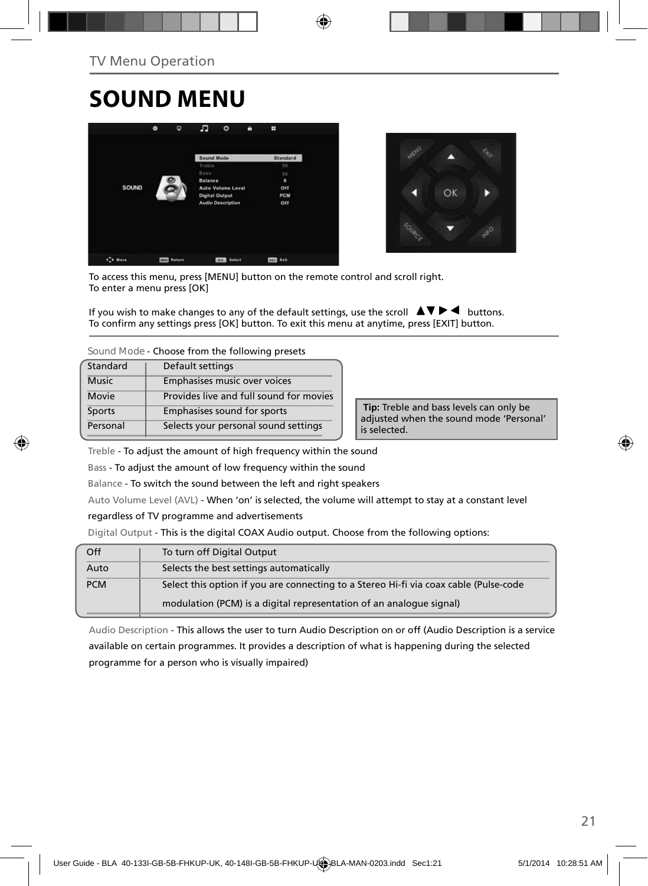TV Menu Operation

# SOUND MENU

To access this menu, press [MENU] button on the remote control and scroll right.
To enter a menu press [OK]

If you wish to make changes to any of the default settings, use the scroll ▲▼▶◀ buttons.
To confirm any settings press [OK] button. To exit this menu at anytime, press [EXIT] button.

Sound Mode - Choose from the following presets

| | |
|---|---|
| Standard | Default settings |
| Music | Emphasises music over voices |
| Movie | Provides live and full sound for movies |
| Sports | Emphasises sound for sports |
| Personal | Selects your personal sound settings |

**Tip:** Treble and bass levels can only be adjusted when the sound mode 'Personal' is selected.

Treble - To adjust the amount of high frequency within the sound

Bass - To adjust the amount of low frequency within the sound

Balance - To switch the sound between the left and right speakers

Auto Volume Level (AVL) - When 'on' is selected, the volume will attempt to stay at a constant level regardless of TV programme and advertisements

Digital Output - This is the digital COAX Audio output. Choose from the following options:

| | |
|---|---|
| Off | To turn off Digital Output |
| Auto | Selects the best settings automatically |
| PCM | Select this option if you are connecting to a Stereo Hi-fi via coax cable (Pulse-code modulation (PCM) is a digital representation of an analogue signal) |

Audio Description - This allows the user to turn Audio Description on or off (Audio Description is a service available on certain programmes. It provides a description of what is happening during the selected programme for a person who is visually impaired)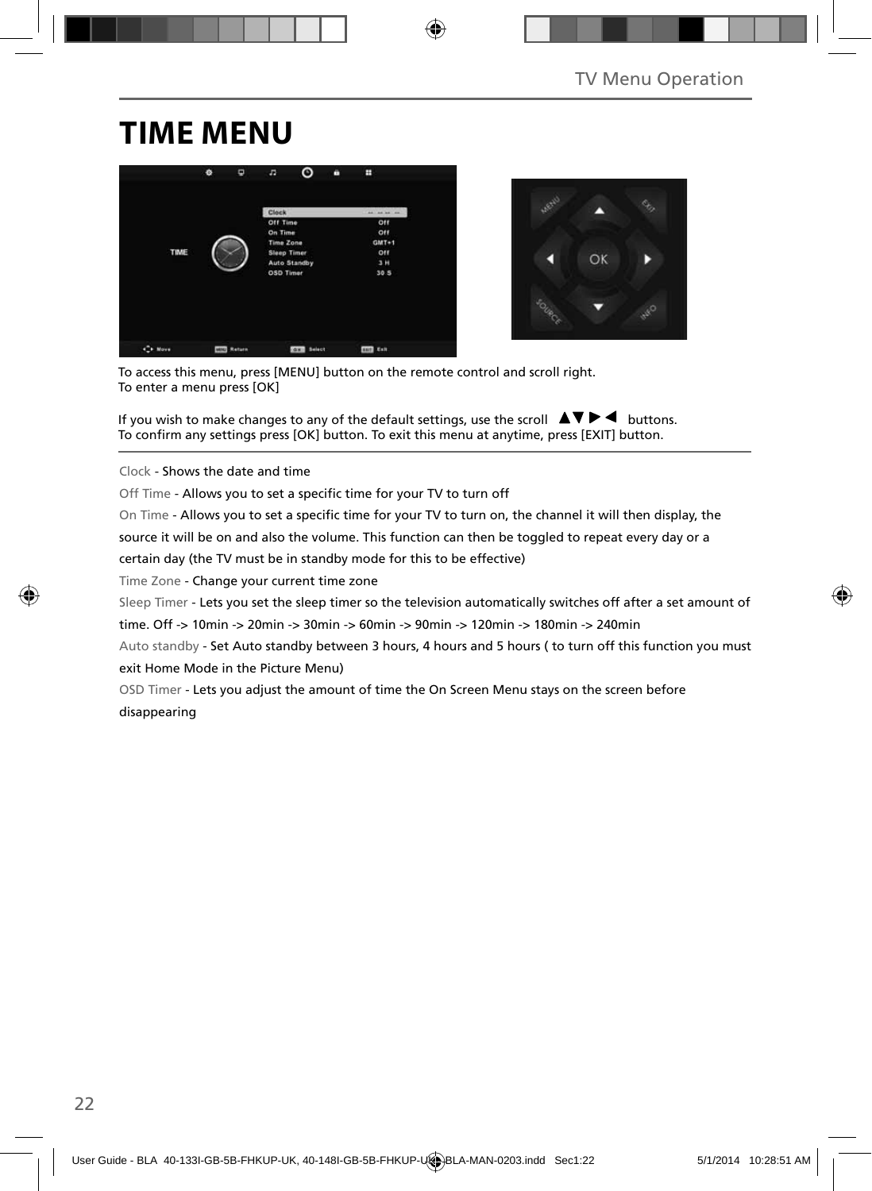# TIME MENU

To access this menu, press [MENU] button on the remote control and scroll right.
To enter a menu press [OK]

If you wish to make changes to any of the default settings, use the scroll ▲▼▶◀ buttons.
To confirm any settings press [OK] button. To exit this menu at anytime, press [EXIT] button.

Clock - Shows the date and time

Off Time - Allows you to set a specific time for your TV to turn off

On Time - Allows you to set a specific time for your TV to turn on, the channel it will then display, the source it will be on and also the volume. This function can then be toggled to repeat every day or a certain day (the TV must be in standby mode for this to be effective)

Time Zone - Change your current time zone

Sleep Timer - Lets you set the sleep timer so the television automatically switches off after a set amount of time. Off -> 10min -> 20min -> 30min -> 60min -> 90min -> 120min -> 180min -> 240min

Auto standby - Set Auto standby between 3 hours, 4 hours and 5 hours ( to turn off this function you must exit Home Mode in the Picture Menu)

OSD Timer - Lets you adjust the amount of time the On Screen Menu stays on the screen before disappearing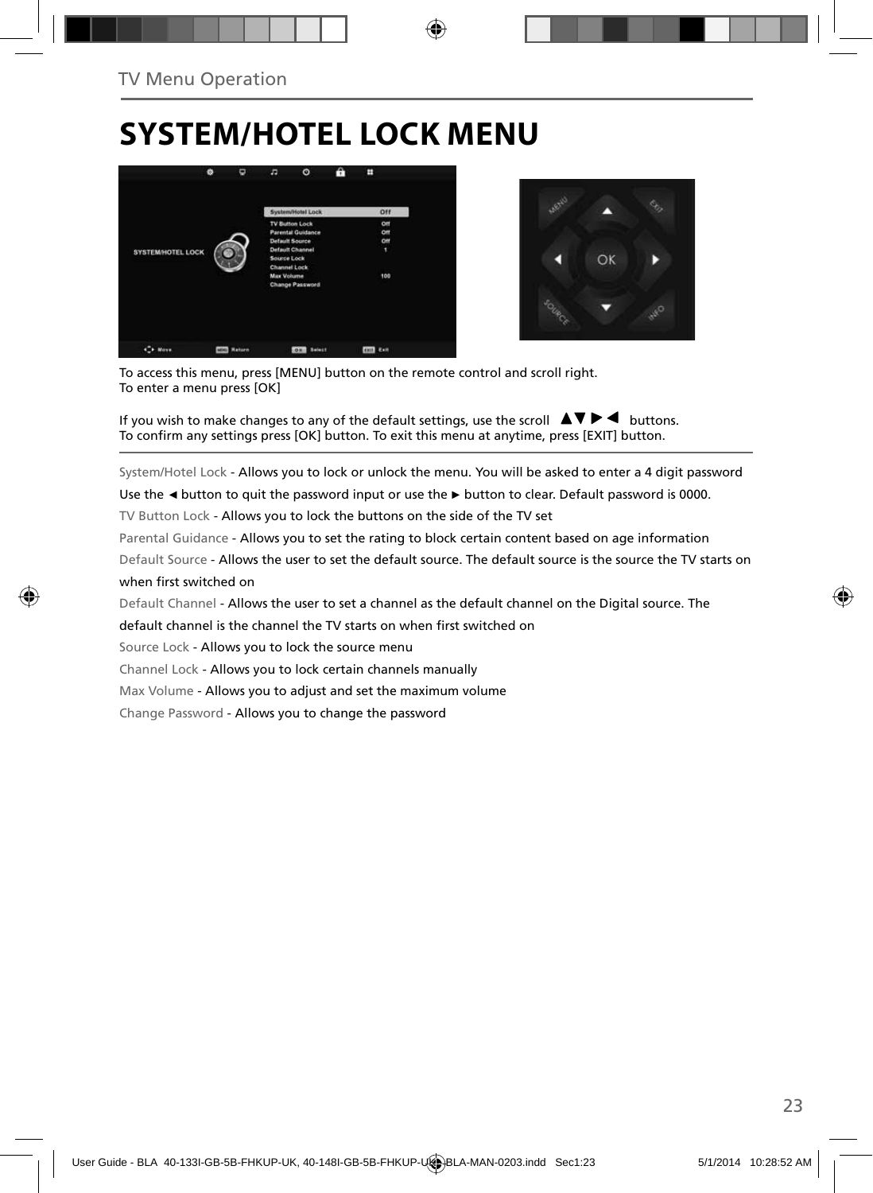# SYSTEM/HOTEL LOCK MENU

To access this menu, press [MENU] button on the remote control and scroll right.
To enter a menu press [OK]

If you wish to make changes to any of the default settings, use the scroll ▲▼ ▶ ◀ buttons.
To confirm any settings press [OK] button. To exit this menu at anytime, press [EXIT] button.

System/Hotel Lock - Allows you to lock or unlock the menu. You will be asked to enter a 4 digit password Use the ◄ button to quit the password input or use the ► button to clear. Default password is 0000.

TV Button Lock - Allows you to lock the buttons on the side of the TV set

Parental Guidance - Allows you to set the rating to block certain content based on age information

Default Source - Allows the user to set the default source. The default source is the source the TV starts on when first switched on

Default Channel - Allows the user to set a channel as the default channel on the Digital source. The default channel is the channel the TV starts on when first switched on

Source Lock - Allows you to lock the source menu

Channel Lock - Allows you to lock certain channels manually

Max Volume - Allows you to adjust and set the maximum volume

Change Password - Allows you to change the password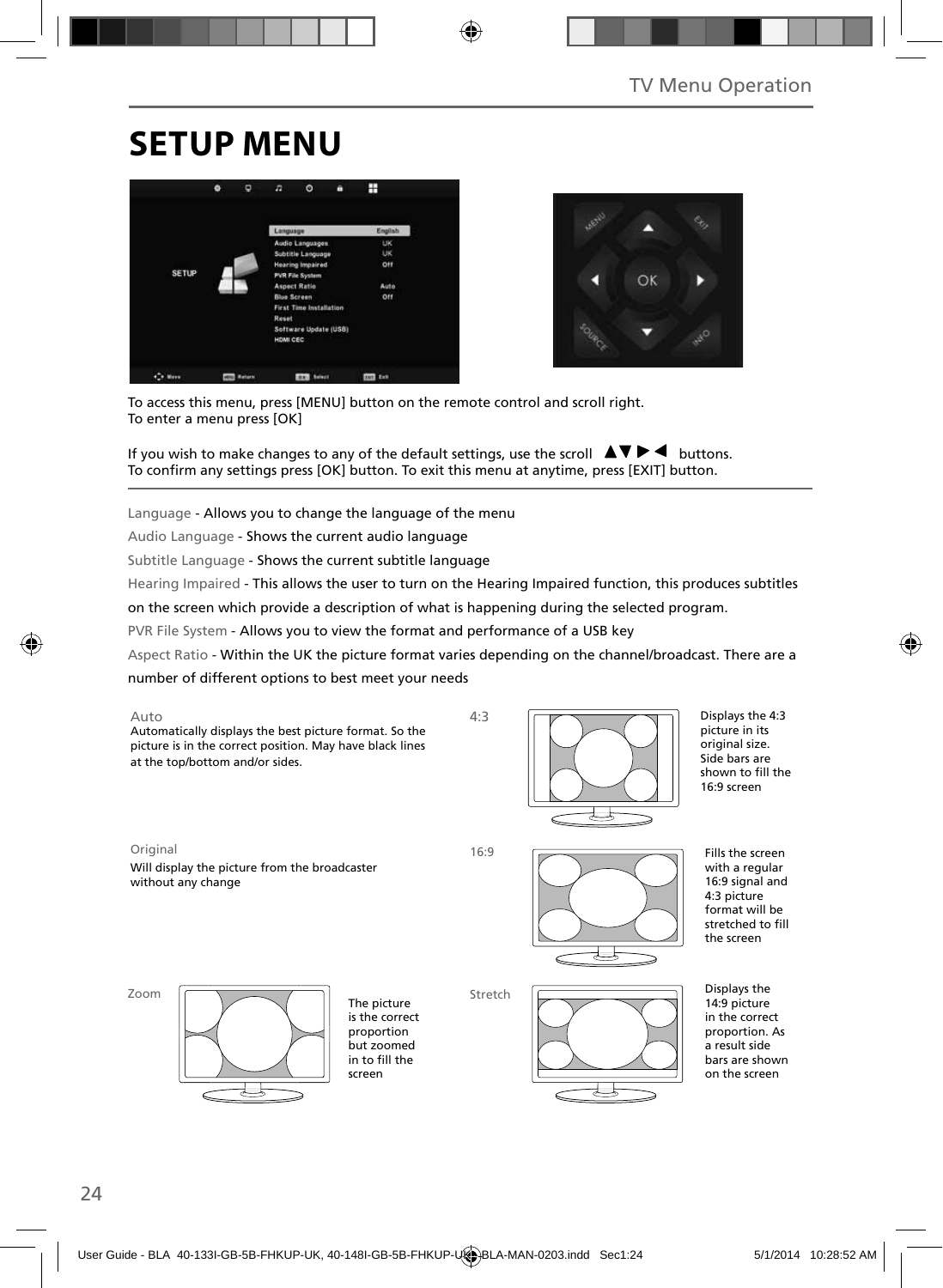# SETUP MENU

To access this menu, press [MENU] button on the remote control and scroll right.
To enter a menu press [OK]

If you wish to make changes to any of the default settings, use the scroll ▲▼▶◀ buttons.
To confirm any settings press [OK] button. To exit this menu at anytime, press [EXIT] button.

Language - Allows you to change the language of the menu

Audio Language - Shows the current audio language

Subtitle Language - Shows the current subtitle language

Hearing Impaired - This allows the user to turn on the Hearing Impaired function, this produces subtitles on the screen which provide a description of what is happening during the selected program.

PVR File System - Allows you to view the format and performance of a USB key

Aspect Ratio - Within the UK the picture format varies depending on the channel/broadcast. There are a number of different options to best meet your needs

**Auto**
Automatically displays the best picture format. So the picture is in the correct position. May have black lines at the top/bottom and/or sides.

**4:3**
Displays the 4:3 picture in its original size. Side bars are shown to fill the 16:9 screen

**Original**
Will display the picture from the broadcaster without any change

**16:9**
Fills the screen with a regular 16:9 signal and 4:3 picture format will be stretched to fill the screen

**Zoom**
The picture is the correct proportion but zoomed in to fill the screen

**Stretch**
Displays the 14:9 picture in the correct proportion. As a result side bars are shown on the screen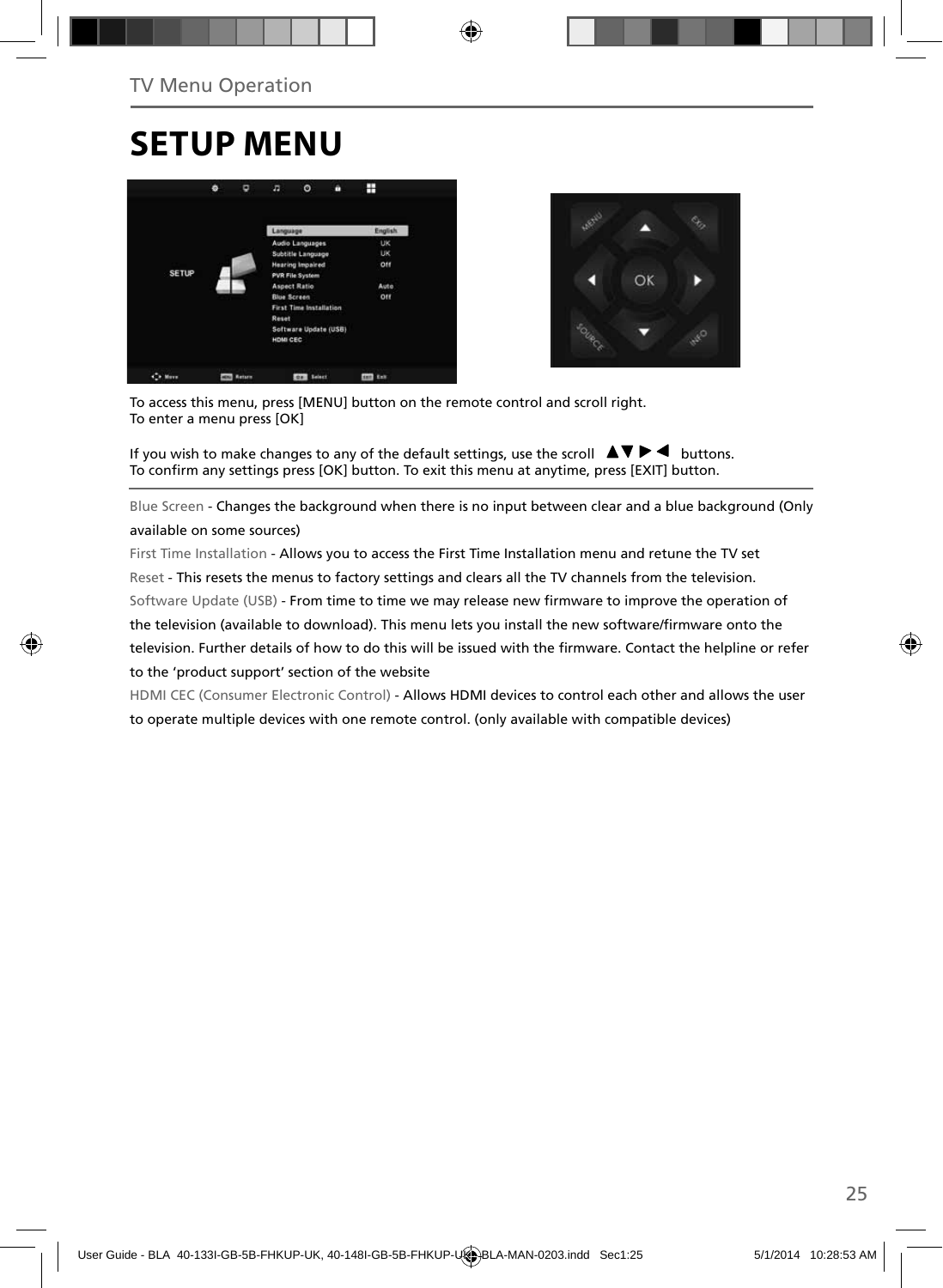# SETUP MENU

To access this menu, press [MENU] button on the remote control and scroll right.
To enter a menu press [OK]

If you wish to make changes to any of the default settings, use the scroll ▲▼ ▶ ◀ buttons.
To confirm any settings press [OK] button. To exit this menu at anytime, press [EXIT] button.

Blue Screen - Changes the background when there is no input between clear and a blue background (Only available on some sources)

First Time Installation - Allows you to access the First Time Installation menu and retune the TV set

Reset - This resets the menus to factory settings and clears all the TV channels from the television.

Software Update (USB) - From time to time we may release new firmware to improve the operation of the television (available to download). This menu lets you install the new software/firmware onto the television. Further details of how to do this will be issued with the firmware. Contact the helpline or refer to the 'product support' section of the website

HDMI CEC (Consumer Electronic Control) - Allows HDMI devices to control each other and allows the user to operate multiple devices with one remote control. (only available with compatible devices)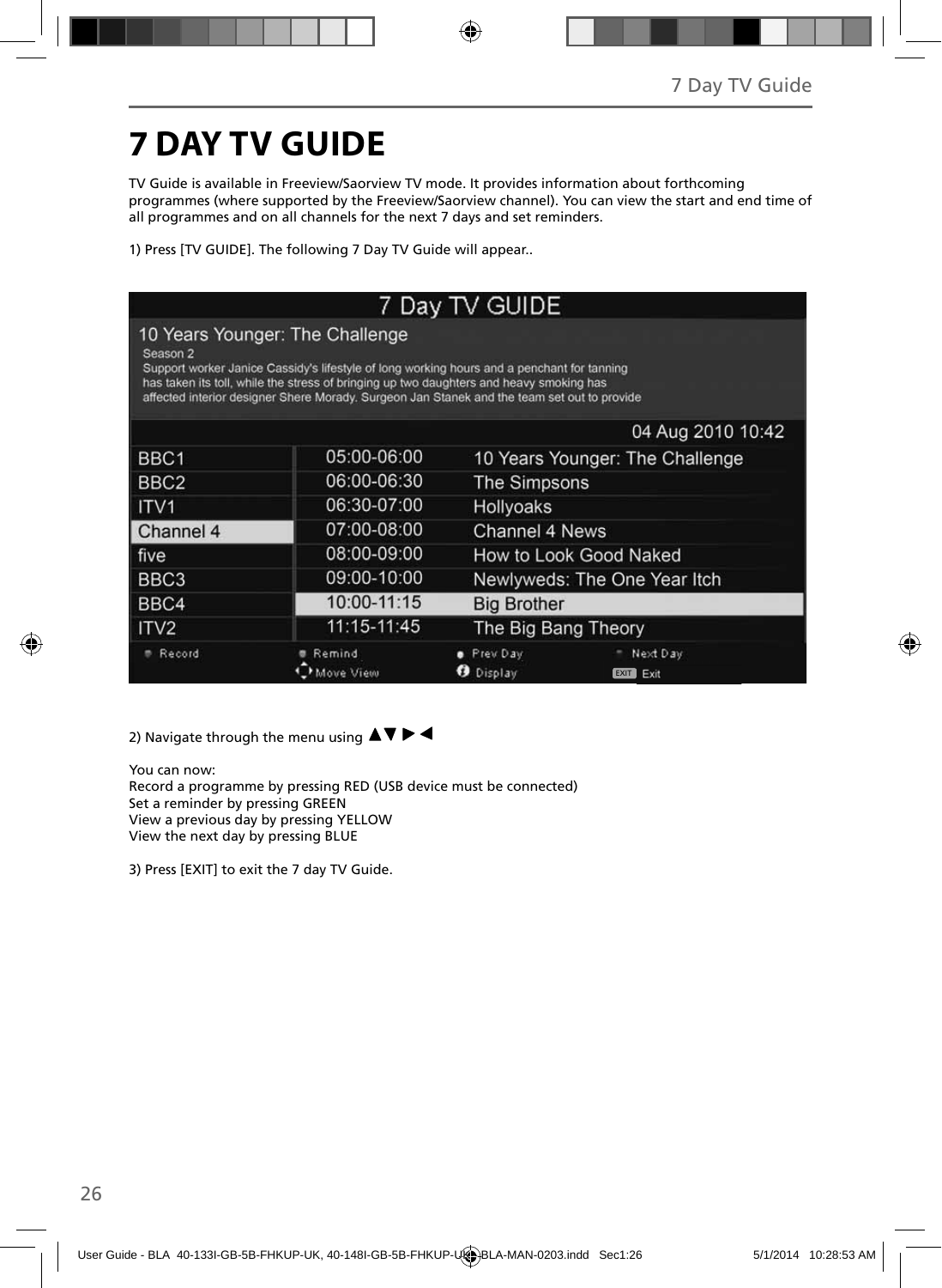# 7 DAY TV GUIDE

TV Guide is available in Freeview/Saorview TV mode. It provides information about forthcoming programmes (where supported by the Freeview/Saorview channel). You can view the start and end time of all programmes and on all channels for the next 7 days and set reminders.

1) Press [TV GUIDE]. The following 7 Day TV Guide will appear..

2) Navigate through the menu using ▲▼ ▶ ◀

You can now:
Record a programme by pressing RED (USB device must be connected)
Set a reminder by pressing GREEN
View a previous day by pressing YELLOW
View the next day by pressing BLUE

3) Press [EXIT] to exit the 7 day TV Guide.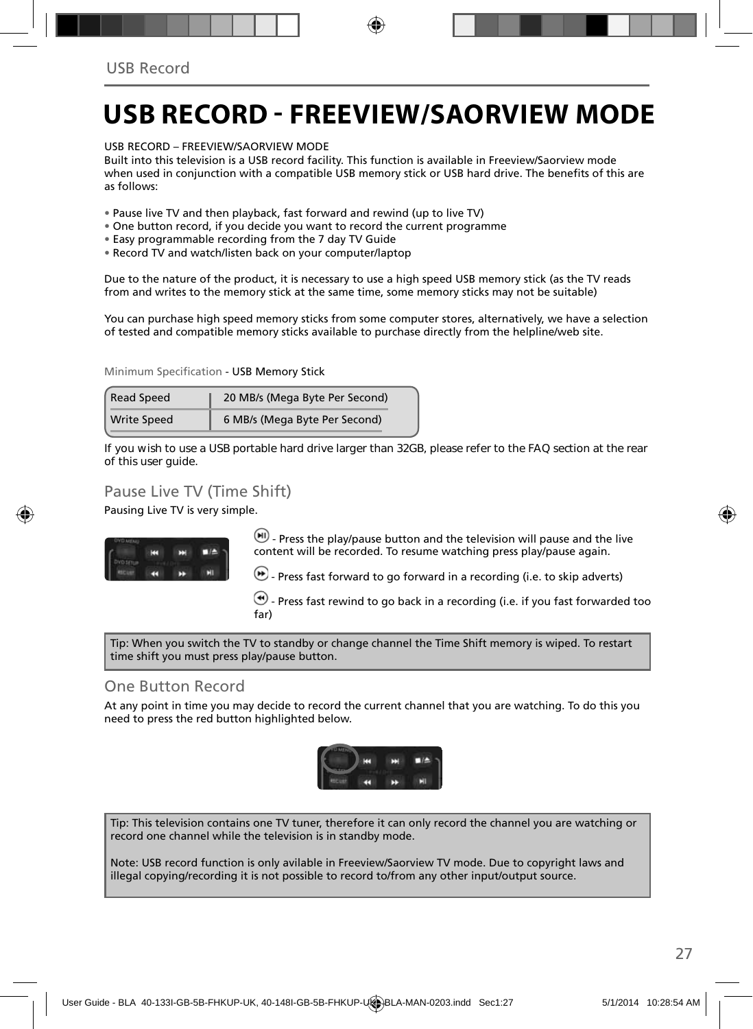# USB RECORD - FREEVIEW/SAORVIEW MODE

USB RECORD – FREEVIEW/SAORVIEW MODE
Built into this television is a USB record facility. This function is available in Freeview/Saorview mode when used in conjunction with a compatible USB memory stick or USB hard drive. The benefits of this are as follows:

- Pause live TV and then playback, fast forward and rewind (up to live TV)
- One button record, if you decide you want to record the current programme
- Easy programmable recording from the 7 day TV Guide
- Record TV and watch/listen back on your computer/laptop

Due to the nature of the product, it is necessary to use a high speed USB memory stick (as the TV reads from and writes to the memory stick at the same time, some memory sticks may not be suitable)

You can purchase high speed memory sticks from some computer stores, alternatively, we have a selection of tested and compatible memory sticks available to purchase directly from the helpline/web site.

Minimum Specification - USB Memory Stick

| | |
|---|---|
| Read Speed | 20 MB/s (Mega Byte Per Second) |
| Write Speed | 6 MB/s (Mega Byte Per Second) |

If you wish to use a USB portable hard drive larger than 32GB, please refer to the FAQ section at the rear of this user guide.

## Pause Live TV (Time Shift)

Pausing Live TV is very simple.

- Press the play/pause button and the television will pause and the live content will be recorded. To resume watching press play/pause again.

- Press fast forward to go forward in a recording (i.e. to skip adverts)

- Press fast rewind to go back in a recording (i.e. if you fast forwarded too far)

Tip: When you switch the TV to standby or change channel the Time Shift memory is wiped. To restart time shift you must press play/pause button.

## One Button Record

At any point in time you may decide to record the current channel that you are watching. To do this you need to press the red button highlighted below.

Tip: This television contains one TV tuner, therefore it can only record the channel you are watching or record one channel while the television is in standby mode.

Note: USB record function is only avilable in Freeview/Saorview TV mode. Due to copyright laws and illegal copying/recording it is not possible to record to/from any other input/output source.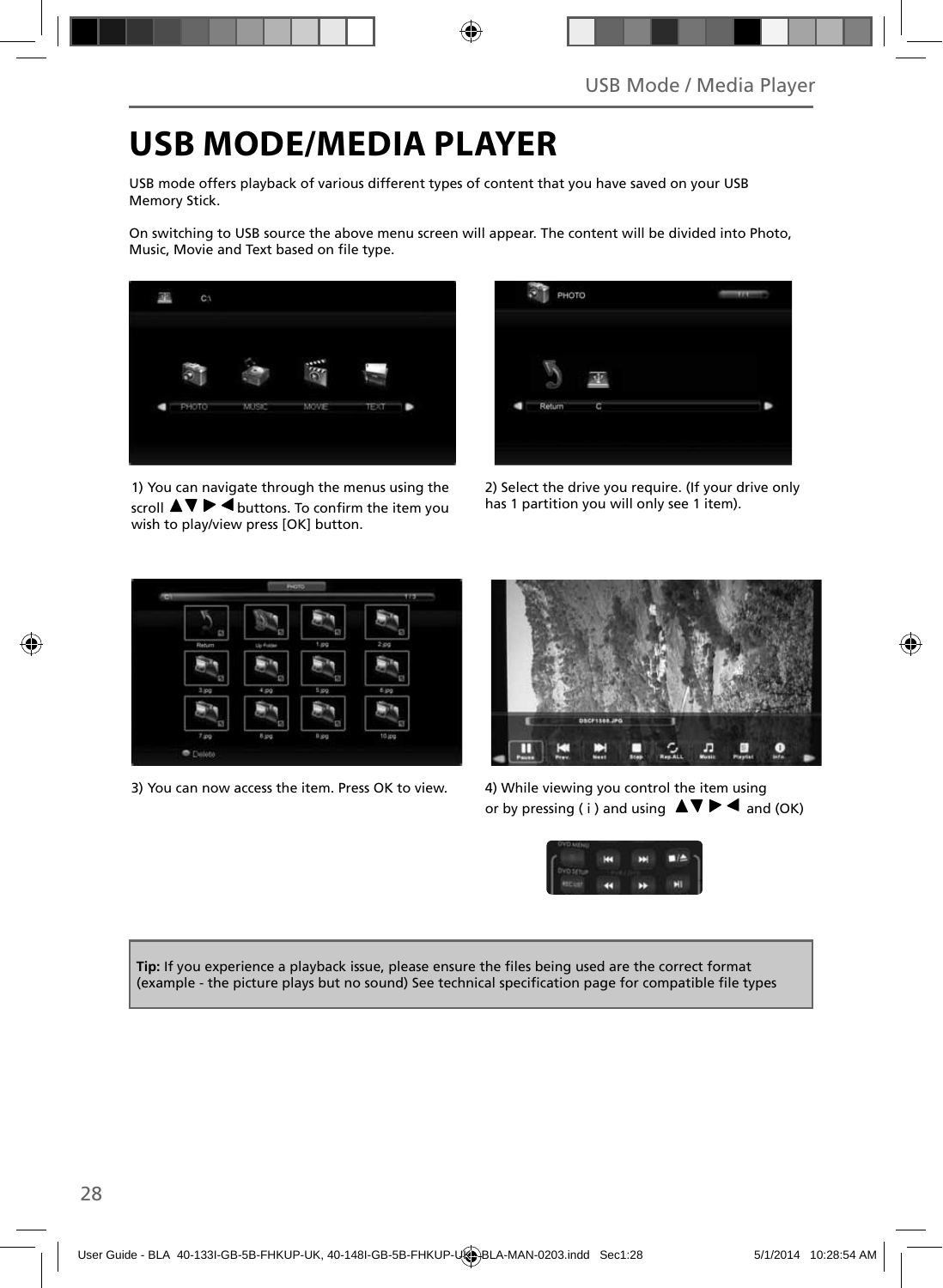# USB MODE/MEDIA PLAYER

USB mode offers playback of various different types of content that you have saved on your USB Memory Stick.

On switching to USB source the above menu screen will appear. The content will be divided into Photo, Music, Movie and Text based on file type.

1) You can navigate through the menus using the scroll ▲▼ ▶ ◀ buttons. To confirm the item you wish to play/view press [OK] button.

2) Select the drive you require. (If your drive only has 1 partition you will only see 1 item).

3) You can now access the item. Press OK to view.

4) While viewing you control the item using or by pressing ( i ) and using ▲▼ ▶ ◀ and (OK)

**Tip:** If you experience a playback issue, please ensure the files being used are the correct format (example - the picture plays but no sound) See technical specification page for compatible file types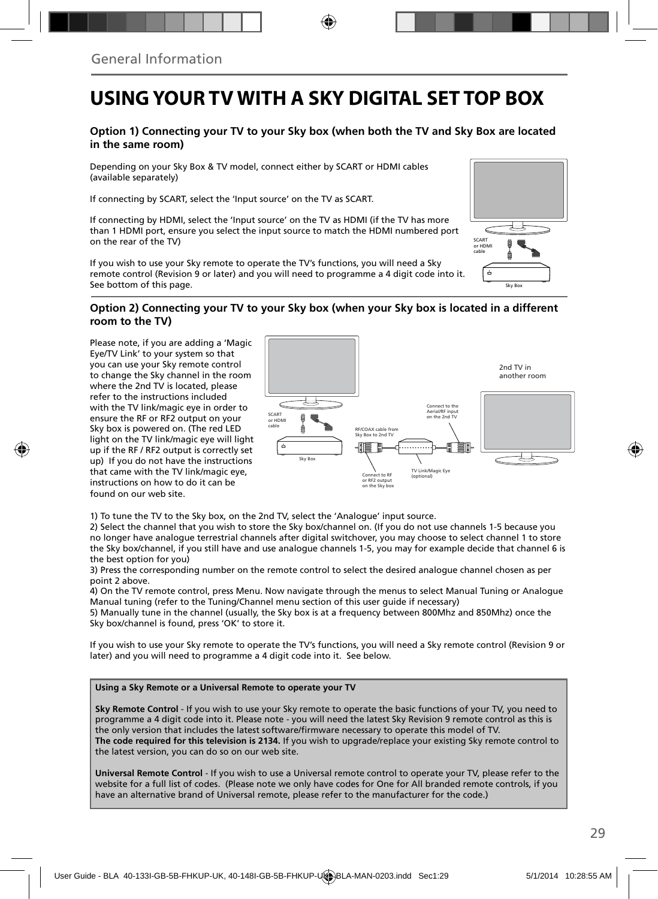General Information

# USING YOUR TV WITH A SKY DIGITAL SET TOP BOX

### Option 1) Connecting your TV to your Sky box (when both the TV and Sky Box are located in the same room)

Depending on your Sky Box & TV model, connect either by SCART or HDMI cables (available separately)

If connecting by SCART, select the 'Input source' on the TV as SCART.

If connecting by HDMI, select the 'Input source' on the TV as HDMI (if the TV has more than 1 HDMI port, ensure you select the input source to match the HDMI numbered port on the rear of the TV)

If you wish to use your Sky remote to operate the TV's functions, you will need a Sky remote control (Revision 9 or later) and you will need to programme a 4 digit code into it. See bottom of this page.

SCART or HDMI cable

Sky Box

### Option 2) Connecting your TV to your Sky box (when your Sky box is located in a different room to the TV)

Please note, if you are adding a 'Magic Eye/TV Link' to your system so that you can use your Sky remote control to change the Sky channel in the room where the 2nd TV is located, please refer to the instructions included with the TV link/magic eye in order to ensure the RF or RF2 output on your Sky box is powered on. (The red LED light on the TV link/magic eye will light up if the RF / RF2 output is correctly set up) If you do not have the instructions that came with the TV link/magic eye, instructions on how to do it can be found on our web site.

2nd TV in another room

SCART or HDMI cable

Sky Box

RF/COAX cable from Sky Box to 2nd TV

Connect to the Aerial/RF input on the 2nd TV

Connect to RF or RF2 output on the Sky box

TV Link/Magic Eye (optional)

1) To tune the TV to the Sky box, on the 2nd TV, select the 'Analogue' input source.
2) Select the channel that you wish to store the Sky box/channel on. (If you do not use channels 1-5 because you no longer have analogue terrestrial channels after digital switchover, you may choose to select channel 1 to store the Sky box/channel, if you still have and use analogue channels 1-5, you may for example decide that channel 6 is the best option for you)
3) Press the corresponding number on the remote control to select the desired analogue channel chosen as per point 2 above.
4) On the TV remote control, press Menu. Now navigate through the menus to select Manual Tuning or Analogue Manual tuning (refer to the Tuning/Channel menu section of this user guide if necessary)
5) Manually tune in the channel (usually, the Sky box is at a frequency between 800Mhz and 850Mhz) once the Sky box/channel is found, press 'OK' to store it.

If you wish to use your Sky remote to operate the TV's functions, you will need a Sky remote control (Revision 9 or later) and you will need to programme a 4 digit code into it. See below.

**Using a Sky Remote or a Universal Remote to operate your TV**

**Sky Remote Control** - If you wish to use your Sky remote to operate the basic functions of your TV, you need to programme a 4 digit code into it. Please note - you will need the latest Sky Revision 9 remote control as this is the only version that includes the latest software/firmware necessary to operate this model of TV.
**The code required for this television is 2134.** If you wish to upgrade/replace your existing Sky remote control to the latest version, you can do so on our web site.

**Universal Remote Control** - If you wish to use a Universal remote control to operate your TV, please refer to the website for a full list of codes. (Please note we only have codes for One for All branded remote controls, if you have an alternative brand of Universal remote, please refer to the manufacturer for the code.)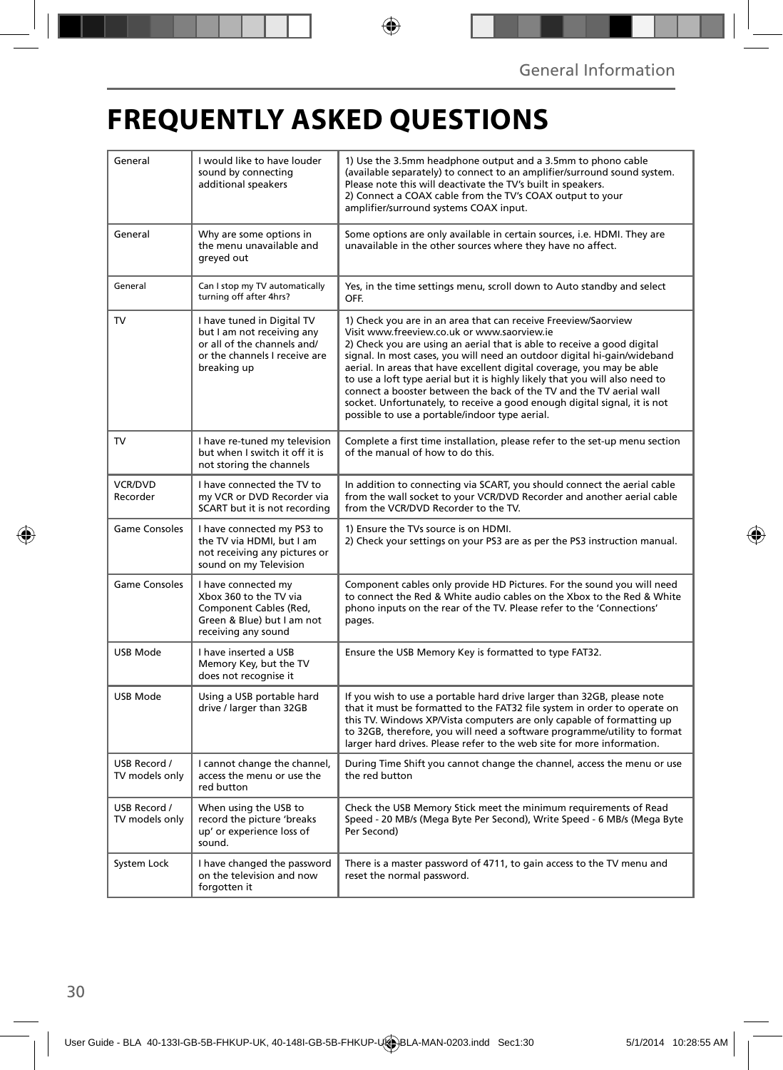# FREQUENTLY ASKED QUESTIONS

| | | |
|---|---|---|
| General | I would like to have louder sound by connecting additional speakers | 1) Use the 3.5mm headphone output and a 3.5mm to phono cable (available separately) to connect to an amplifier/surround sound system. Please note this will deactivate the TV's built in speakers.<br>2) Connect a COAX cable from the TV's COAX output to your amplifier/surround systems COAX input. |
| General | Why are some options in the menu unavailable and greyed out | Some options are only available in certain sources, i.e. HDMI. They are unavailable in the other sources where they have no affect. |
| General | Can I stop my TV automatically turning off after 4hrs? | Yes, in the time settings menu, scroll down to Auto standby and select OFF. |
| TV | I have tuned in Digital TV but I am not receiving any or all of the channels and/or the channels I receive are breaking up | 1) Check you are in an area that can receive Freeview/Saorview Visit www.freeview.co.uk or www.saorview.ie<br>2) Check you are using an aerial that is able to receive a good digital signal. In most cases, you will need an outdoor digital hi-gain/wideband aerial. In areas that have excellent digital coverage, you may be able to use a loft type aerial but it is highly likely that you will also need to connect a booster between the back of the TV and the TV aerial wall socket. Unfortunately, to receive a good enough digital signal, it is not possible to use a portable/indoor type aerial. |
| TV | I have re-tuned my television but when I switch it off it is not storing the channels | Complete a first time installation, please refer to the set-up menu section of the manual of how to do this. |
| VCR/DVD Recorder | I have connected the TV to my VCR or DVD Recorder via SCART but it is not recording | In addition to connecting via SCART, you should connect the aerial cable from the wall socket to your VCR/DVD Recorder and another aerial cable from the VCR/DVD Recorder to the TV. |
| Game Consoles | I have connected my PS3 to the TV via HDMI, but I am not receiving any pictures or sound on my Television | 1) Ensure the TVs source is on HDMI.<br>2) Check your settings on your PS3 are as per the PS3 instruction manual. |
| Game Consoles | I have connected my Xbox 360 to the TV via Component Cables (Red, Green & Blue) but I am not receiving any sound | Component cables only provide HD Pictures. For the sound you will need to connect the Red & White audio cables on the Xbox to the Red & White phono inputs on the rear of the TV. Please refer to the 'Connections' pages. |
| USB Mode | I have inserted a USB Memory Key, but the TV does not recognise it | Ensure the USB Memory Key is formatted to type FAT32. |
| USB Mode | Using a USB portable hard drive / larger than 32GB | If you wish to use a portable hard drive larger than 32GB, please note that it must be formatted to the FAT32 file system in order to operate on this TV. Windows XP/Vista computers are only capable of formatting up to 32GB, therefore, you will need a software programme/utility to format larger hard drives. Please refer to the web site for more information. |
| USB Record / TV models only | I cannot change the channel, access the menu or use the red button | During Time Shift you cannot change the channel, access the menu or use the red button |
| USB Record / TV models only | When using the USB to record the picture 'breaks up' or experience loss of sound. | Check the USB Memory Stick meet the minimum requirements of Read Speed - 20 MB/s (Mega Byte Per Second), Write Speed - 6 MB/s (Mega Byte Per Second) |
| System Lock | I have changed the password on the television and now forgotten it | There is a master password of 4711, to gain access to the TV menu and reset the normal password. |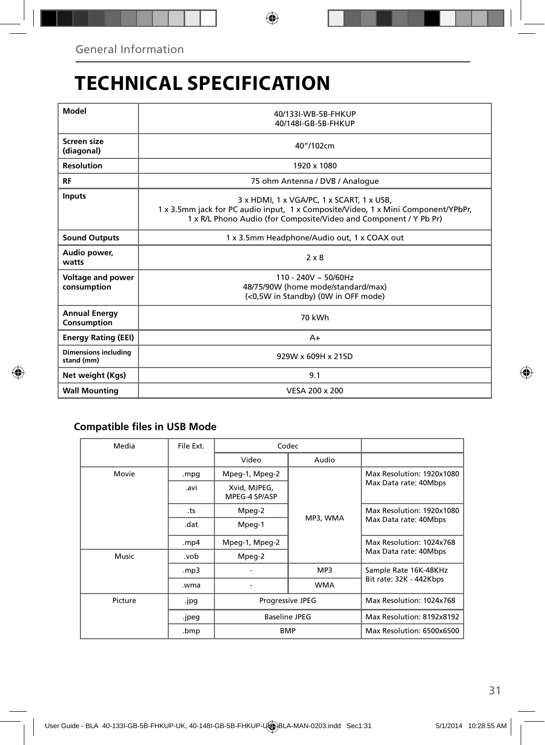# TECHNICAL SPECIFICATION

| **Model** | 40/133I-WB-5B-FHKUP<br>40/148I-GB-5B-FHKUP |
|---|---|
| **Screen size (diagonal)** | 40”/102cm |
| **Resolution** | 1920 x 1080 |
| **RF** | 75 ohm Antenna / DVB / Analogue |
| **Inputs** | 3 x HDMI, 1 x VGA/PC, 1 x SCART, 1 x USB,<br>1 x 3.5mm jack for PC audio input, 1 x Composite/Video, 1 x Mini Component/YPbPr,<br>1 x R/L Phono Audio (for Composite/Video and Component / Y Pb Pr) |
| **Sound Outputs** | 1 x 3.5mm Headphone/Audio out, 1 x COAX out |
| **Audio power, watts** | 2 x 8 |
| **Voltage and power consumption** | 110 - 240V ~ 50/60Hz<br>48/75/90W (home mode/standard/max)<br>(<0,5W in Standby) (0W in OFF mode) |
| **Annual Energy Consumption** | 70 kWh |
| **Energy Rating (EEI)** | A+ |
| **Dimensions including stand (mm)** | 929W x 609H x 215D |
| **Net weight (Kgs)** | 9.1 |
| **Wall Mounting** | VESA 200 x 200 |

### Compatible files in USB Mode

| Media | File Ext. | Codec | | |
|---|---|---|---|---|
| | | Video | Audio | |
| Movie | .mpg | Mpeg-1, Mpeg-2 | MP3, WMA | Max Resolution: 1920x1080<br>Max Data rate: 40Mbps |
| | .avi | Xvid, MJPEG, MPEG-4 SP/ASP | | |
| | .ts | Mpeg-2 | | Max Resolution: 1920x1080<br>Max Data rate: 40Mbps |
| | .dat | Mpeg-1 | | |
| | .mp4 | Mpeg-1, Mpeg-2 | | Max Resolution: 1024x768<br>Max Data rate: 40Mbps |
| Music | .vob | Mpeg-2 | | |
| | .mp3 | - | MP3 | Sample Rate 16K-48KHz<br>Bit rate: 32K - 442Kbps |
| | .wma | - | WMA | |
| Picture | .jpg | Progressive JPEG | | Max Resolution: 1024x768 |
| | .jpeg | Baseline JPEG | | Max Resolution: 8192x8192 |
| | .bmp | BMP | | Max Resolution: 6500x6500 |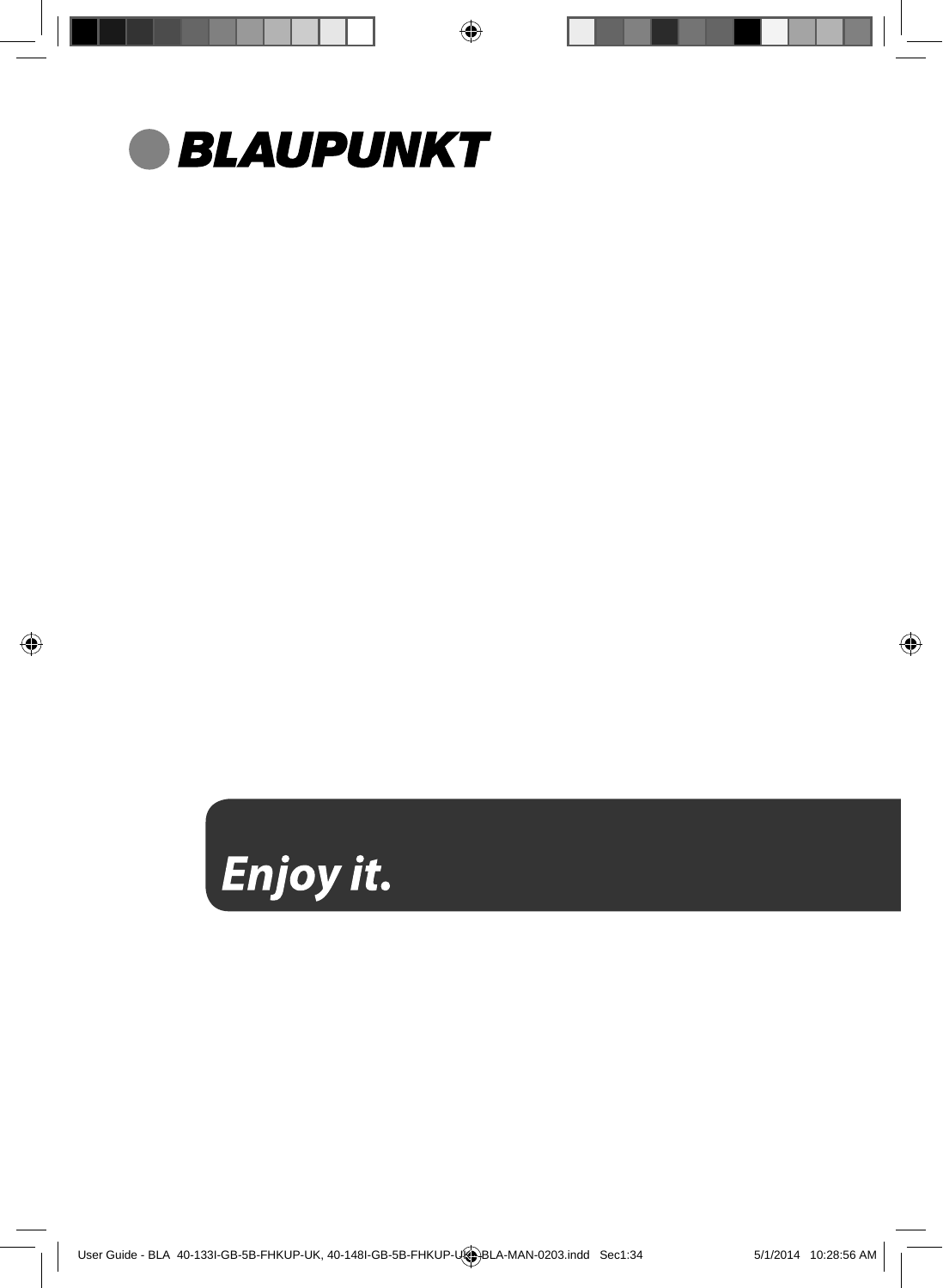BLAUPUNKT

*Enjoy it.*